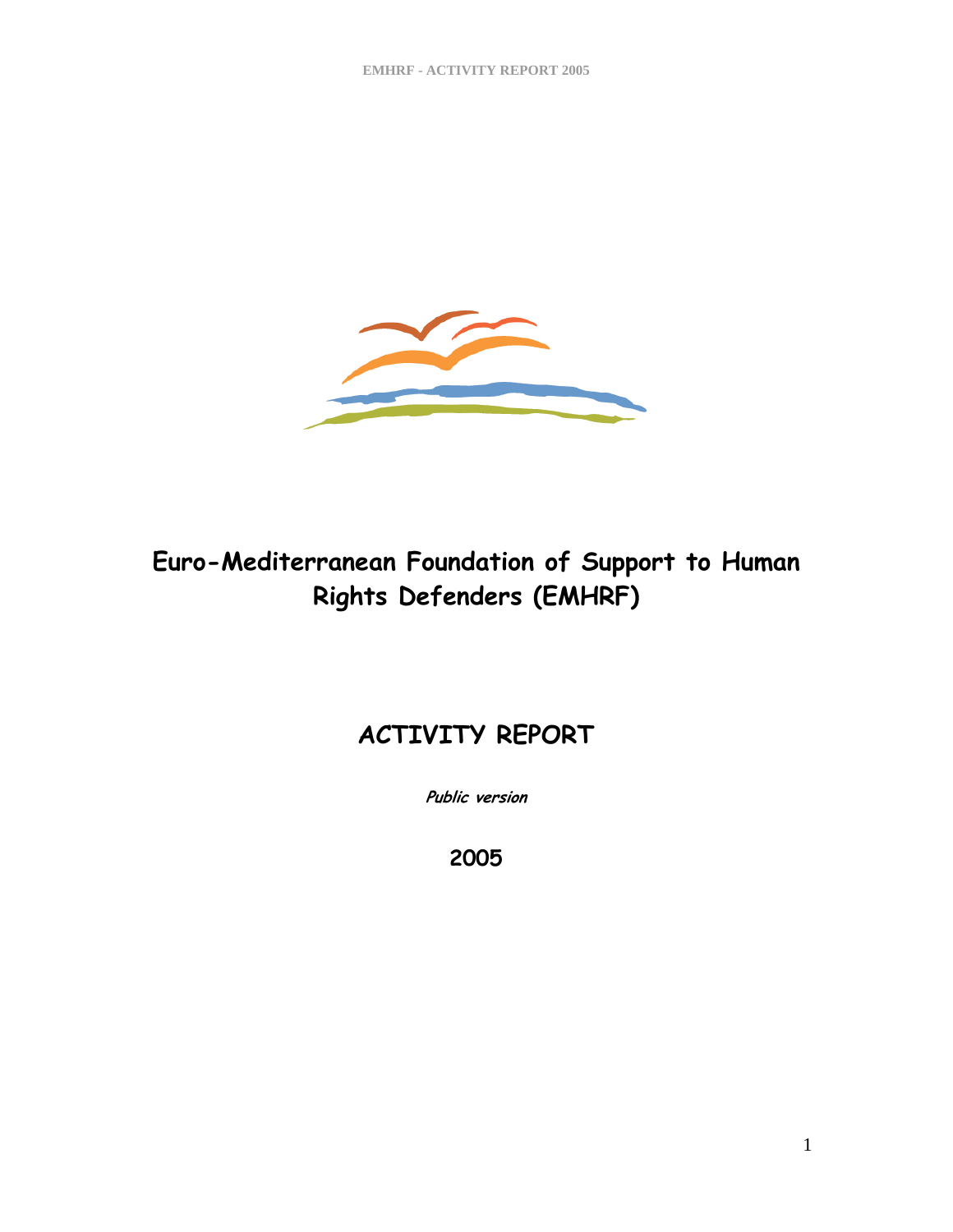# Euro-Mediterranean Foundation of Support to Human Rights Defenders (EMHRF)

## ACTIVITY REPORT

***Public version***

**2005**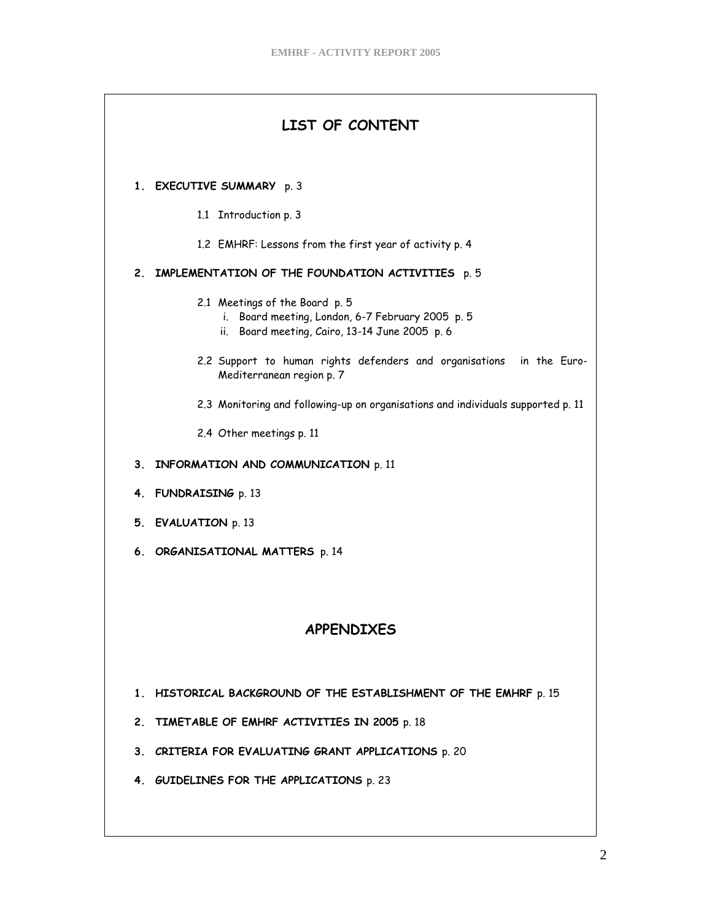# LIST OF CONTENT

1. **EXECUTIVE SUMMARY** p. 3
   - 1.1 Introduction p. 3
   - 1.2 EMHRF: Lessons from the first year of activity p. 4
2. **IMPLEMENTATION OF THE FOUNDATION ACTIVITIES** p. 5
   - 2.1 Meetings of the Board p. 5
     - i. Board meeting, London, 6-7 February 2005 p. 5
     - ii. Board meeting, Cairo, 13-14 June 2005 p. 6
   - 2.2 Support to human rights defenders and organisations in the Euro-Mediterranean region p. 7
   - 2.3 Monitoring and following-up on organisations and individuals supported p. 11
   - 2.4 Other meetings p. 11
3. **INFORMATION AND COMMUNICATION** p. 11
4. **FUNDRAISING** p. 13
5. **EVALUATION** p. 13
6. **ORGANISATIONAL MATTERS** p. 14

# APPENDIXES

1. **HISTORICAL BACKGROUND OF THE ESTABLISHMENT OF THE EMHRF** p. 15
2. **TIMETABLE OF EMHRF ACTIVITIES IN 2005** p. 18
3. **CRITERIA FOR EVALUATING GRANT APPLICATIONS** p. 20
4. **GUIDELINES FOR THE APPLICATIONS** p. 23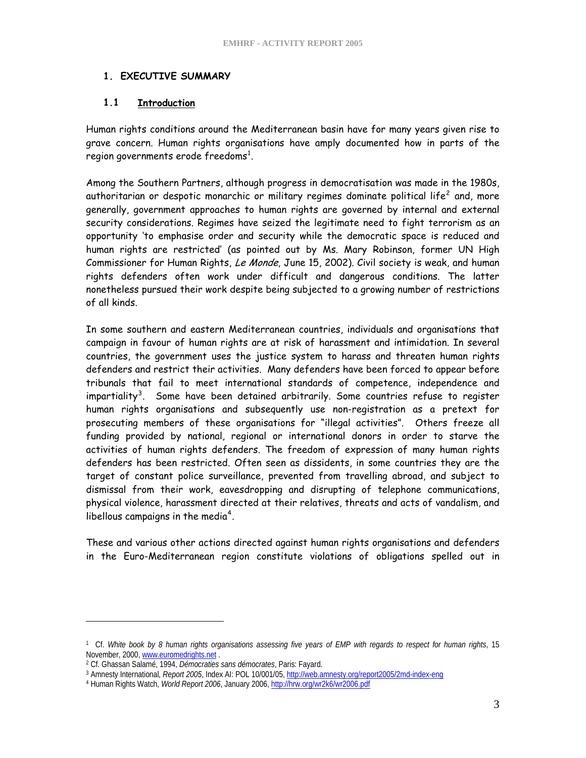# 1. EXECUTIVE SUMMARY

## 1.1 Introduction

Human rights conditions around the Mediterranean basin have for many years given rise to grave concern. Human rights organisations have amply documented how in parts of the region governments erode freedoms[1].

Among the Southern Partners, although progress in democratisation was made in the 1980s, authoritarian or despotic monarchic or military regimes dominate political life[2] and, more generally, government approaches to human rights are governed by internal and external security considerations. Regimes have seized the legitimate need to fight terrorism as an opportunity 'to emphasise order and security while the democratic space is reduced and human rights are restricted' (as pointed out by Ms. Mary Robinson, former UN High Commissioner for Human Rights, *Le Monde*, June 15, 2002). Civil society is weak, and human rights defenders often work under difficult and dangerous conditions. The latter nonetheless pursued their work despite being subjected to a growing number of restrictions of all kinds.

In some southern and eastern Mediterranean countries, individuals and organisations that campaign in favour of human rights are at risk of harassment and intimidation. In several countries, the government uses the justice system to harass and threaten human rights defenders and restrict their activities. Many defenders have been forced to appear before tribunals that fail to meet international standards of competence, independence and impartiality[3]. Some have been detained arbitrarily. Some countries refuse to register human rights organisations and subsequently use non-registration as a pretext for prosecuting members of these organisations for "illegal activities". Others freeze all funding provided by national, regional or international donors in order to starve the activities of human rights defenders. The freedom of expression of many human rights defenders has been restricted. Often seen as dissidents, in some countries they are the target of constant police surveillance, prevented from travelling abroad, and subject to dismissal from their work, eavesdropping and disrupting of telephone communications, physical violence, harassment directed at their relatives, threats and acts of vandalism, and libellous campaigns in the media[4].

These and various other actions directed against human rights organisations and defenders in the Euro-Mediterranean region constitute violations of obligations spelled out in

---

[1] Cf. *White book by 8 human rights organisations assessing five years of EMP with regards to respect for human rights*, 15 November, 2000, www.euromedrights.net .

[2] Cf. Ghassan Salamé, 1994, *Démocraties sans démocrates*, Paris: Fayard.

[3] Amnesty International, *Report 2005*, Index AI: POL 10/001/05, http://web.amnesty.org/report2005/2md-index-eng

[4] Human Rights Watch, *World Report 2006*, January 2006, http://hrw.org/wr2k6/wr2006.pdf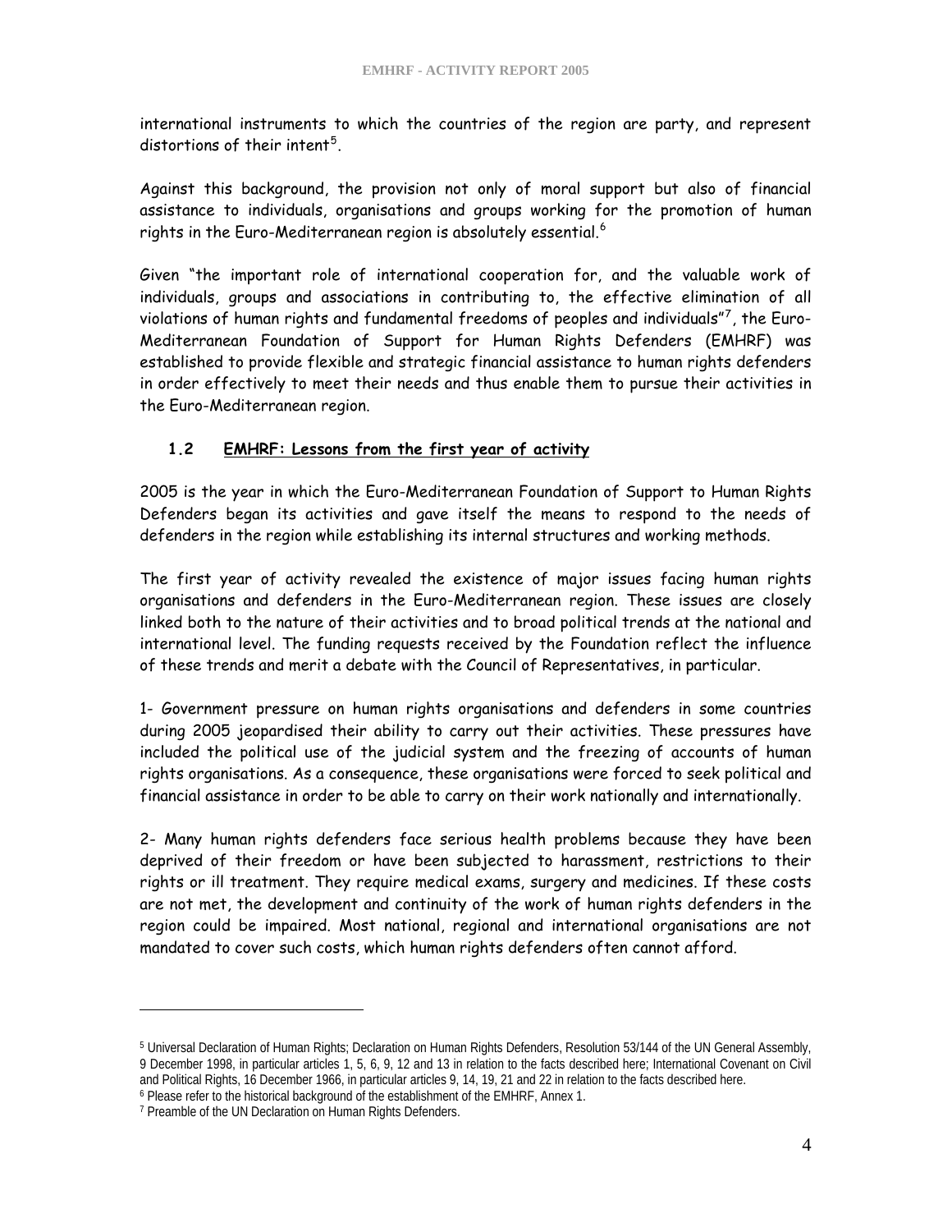international instruments to which the countries of the region are party, and represent distortions of their intent[5].

Against this background, the provision not only of moral support but also of financial assistance to individuals, organisations and groups working for the promotion of human rights in the Euro-Mediterranean region is absolutely essential.[6]

Given "the important role of international cooperation for, and the valuable work of individuals, groups and associations in contributing to, the effective elimination of all violations of human rights and fundamental freedoms of peoples and individuals"[7], the Euro-Mediterranean Foundation of Support for Human Rights Defenders (EMHRF) was established to provide flexible and strategic financial assistance to human rights defenders in order effectively to meet their needs and thus enable them to pursue their activities in the Euro-Mediterranean region.

### 1.2 EMHRF: Lessons from the first year of activity

2005 is the year in which the Euro-Mediterranean Foundation of Support to Human Rights Defenders began its activities and gave itself the means to respond to the needs of defenders in the region while establishing its internal structures and working methods.

The first year of activity revealed the existence of major issues facing human rights organisations and defenders in the Euro-Mediterranean region. These issues are closely linked both to the nature of their activities and to broad political trends at the national and international level. The funding requests received by the Foundation reflect the influence of these trends and merit a debate with the Council of Representatives, in particular.

1- Government pressure on human rights organisations and defenders in some countries during 2005 jeopardised their ability to carry out their activities. These pressures have included the political use of the judicial system and the freezing of accounts of human rights organisations. As a consequence, these organisations were forced to seek political and financial assistance in order to be able to carry on their work nationally and internationally.

2- Many human rights defenders face serious health problems because they have been deprived of their freedom or have been subjected to harassment, restrictions to their rights or ill treatment. They require medical exams, surgery and medicines. If these costs are not met, the development and continuity of the work of human rights defenders in the region could be impaired. Most national, regional and international organisations are not mandated to cover such costs, which human rights defenders often cannot afford.

---

[5] Universal Declaration of Human Rights; Declaration on Human Rights Defenders, Resolution 53/144 of the UN General Assembly, 9 December 1998, in particular articles 1, 5, 6, 9, 12 and 13 in relation to the facts described here; International Covenant on Civil and Political Rights, 16 December 1966, in particular articles 9, 14, 19, 21 and 22 in relation to the facts described here.

[6] Please refer to the historical background of the establishment of the EMHRF, Annex 1.

[7] Preamble of the UN Declaration on Human Rights Defenders.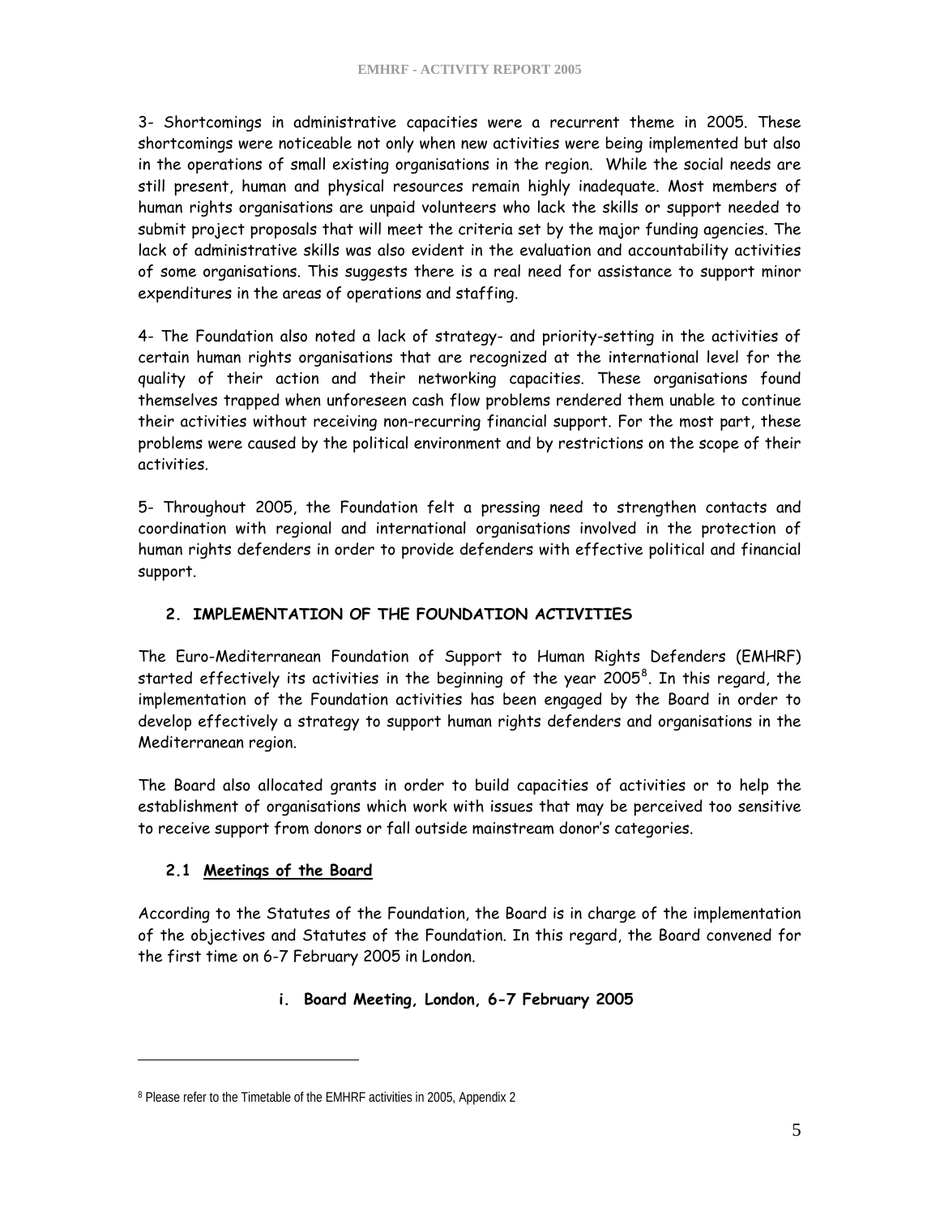3- Shortcomings in administrative capacities were a recurrent theme in 2005. These shortcomings were noticeable not only when new activities were being implemented but also in the operations of small existing organisations in the region. While the social needs are still present, human and physical resources remain highly inadequate. Most members of human rights organisations are unpaid volunteers who lack the skills or support needed to submit project proposals that will meet the criteria set by the major funding agencies. The lack of administrative skills was also evident in the evaluation and accountability activities of some organisations. This suggests there is a real need for assistance to support minor expenditures in the areas of operations and staffing.

4- The Foundation also noted a lack of strategy- and priority-setting in the activities of certain human rights organisations that are recognized at the international level for the quality of their action and their networking capacities. These organisations found themselves trapped when unforeseen cash flow problems rendered them unable to continue their activities without receiving non-recurring financial support. For the most part, these problems were caused by the political environment and by restrictions on the scope of their activities.

5- Throughout 2005, the Foundation felt a pressing need to strengthen contacts and coordination with regional and international organisations involved in the protection of human rights defenders in order to provide defenders with effective political and financial support.

## 2. IMPLEMENTATION OF THE FOUNDATION ACTIVITIES

The Euro-Mediterranean Foundation of Support to Human Rights Defenders (EMHRF) started effectively its activities in the beginning of the year 2005[8]. In this regard, the implementation of the Foundation activities has been engaged by the Board in order to develop effectively a strategy to support human rights defenders and organisations in the Mediterranean region.

The Board also allocated grants in order to build capacities of activities or to help the establishment of organisations which work with issues that may be perceived too sensitive to receive support from donors or fall outside mainstream donor's categories.

### 2.1 Meetings of the Board

According to the Statutes of the Foundation, the Board is in charge of the implementation of the objectives and Statutes of the Foundation. In this regard, the Board convened for the first time on 6-7 February 2005 in London.

#### i. Board Meeting, London, 6-7 February 2005

---

[8] Please refer to the Timetable of the EMHRF activities in 2005, Appendix 2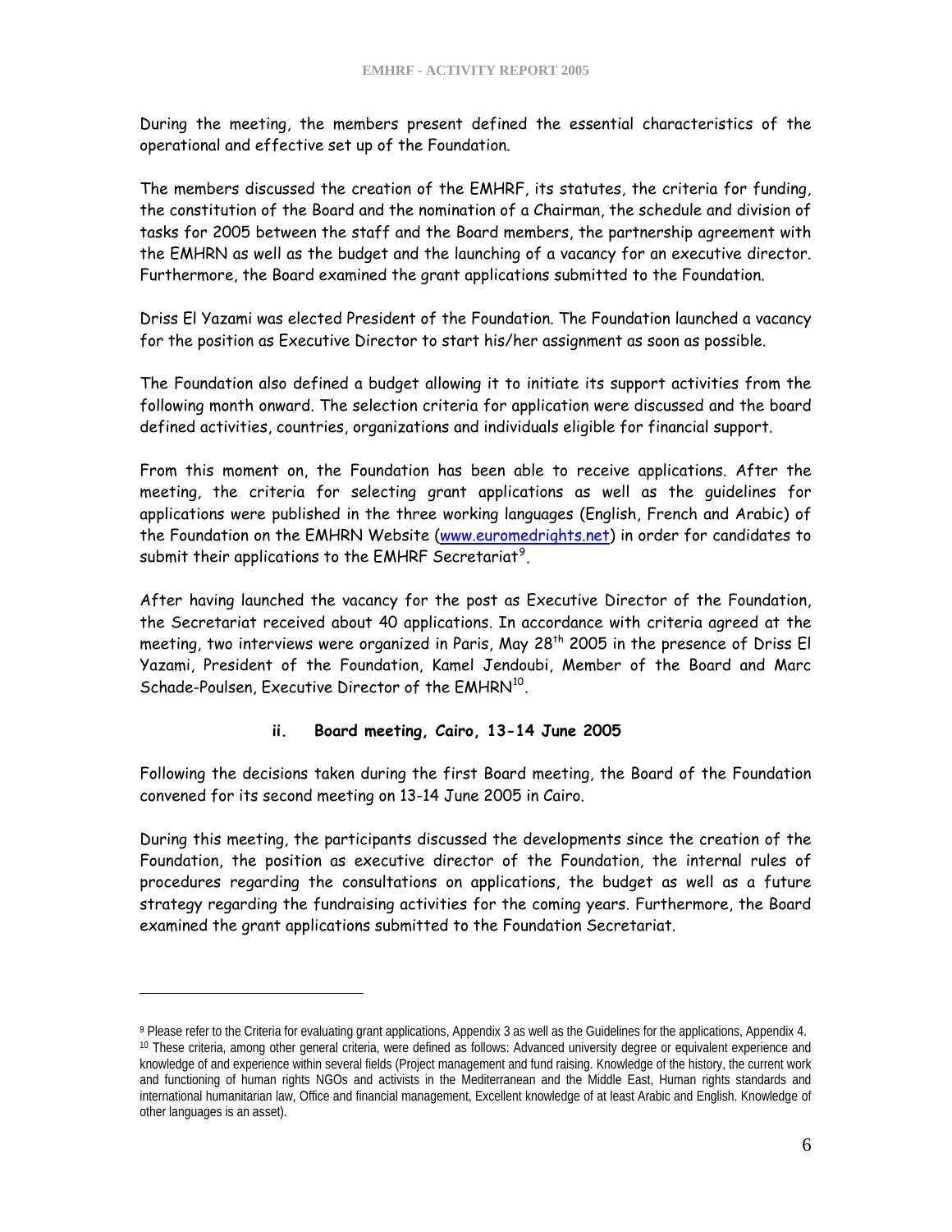During the meeting, the members present defined the essential characteristics of the operational and effective set up of the Foundation.

The members discussed the creation of the EMHRF, its statutes, the criteria for funding, the constitution of the Board and the nomination of a Chairman, the schedule and division of tasks for 2005 between the staff and the Board members, the partnership agreement with the EMHRN as well as the budget and the launching of a vacancy for an executive director. Furthermore, the Board examined the grant applications submitted to the Foundation.

Driss El Yazami was elected President of the Foundation. The Foundation launched a vacancy for the position as Executive Director to start his/her assignment as soon as possible.

The Foundation also defined a budget allowing it to initiate its support activities from the following month onward. The selection criteria for application were discussed and the board defined activities, countries, organizations and individuals eligible for financial support.

From this moment on, the Foundation has been able to receive applications. After the meeting, the criteria for selecting grant applications as well as the guidelines for applications were published in the three working languages (English, French and Arabic) of the Foundation on the EMHRN Website (www.euromedrights.net) in order for candidates to submit their applications to the EMHRF Secretariat[9].

After having launched the vacancy for the post as Executive Director of the Foundation, the Secretariat received about 40 applications. In accordance with criteria agreed at the meeting, two interviews were organized in Paris, May 28th 2005 in the presence of Driss El Yazami, President of the Foundation, Kamel Jendoubi, Member of the Board and Marc Schade-Poulsen, Executive Director of the EMHRN[10].

### ii. Board meeting, Cairo, 13-14 June 2005

Following the decisions taken during the first Board meeting, the Board of the Foundation convened for its second meeting on 13-14 June 2005 in Cairo.

During this meeting, the participants discussed the developments since the creation of the Foundation, the position as executive director of the Foundation, the internal rules of procedures regarding the consultations on applications, the budget as well as a future strategy regarding the fundraising activities for the coming years. Furthermore, the Board examined the grant applications submitted to the Foundation Secretariat.

---

[9] Please refer to the Criteria for evaluating grant applications, Appendix 3 as well as the Guidelines for the applications, Appendix 4.

[10] These criteria, among other general criteria, were defined as follows: Advanced university degree or equivalent experience and knowledge of and experience within several fields (Project management and fund raising. Knowledge of the history, the current work and functioning of human rights NGOs and activists in the Mediterranean and the Middle East, Human rights standards and international humanitarian law, Office and financial management, Excellent knowledge of at least Arabic and English. Knowledge of other languages is an asset).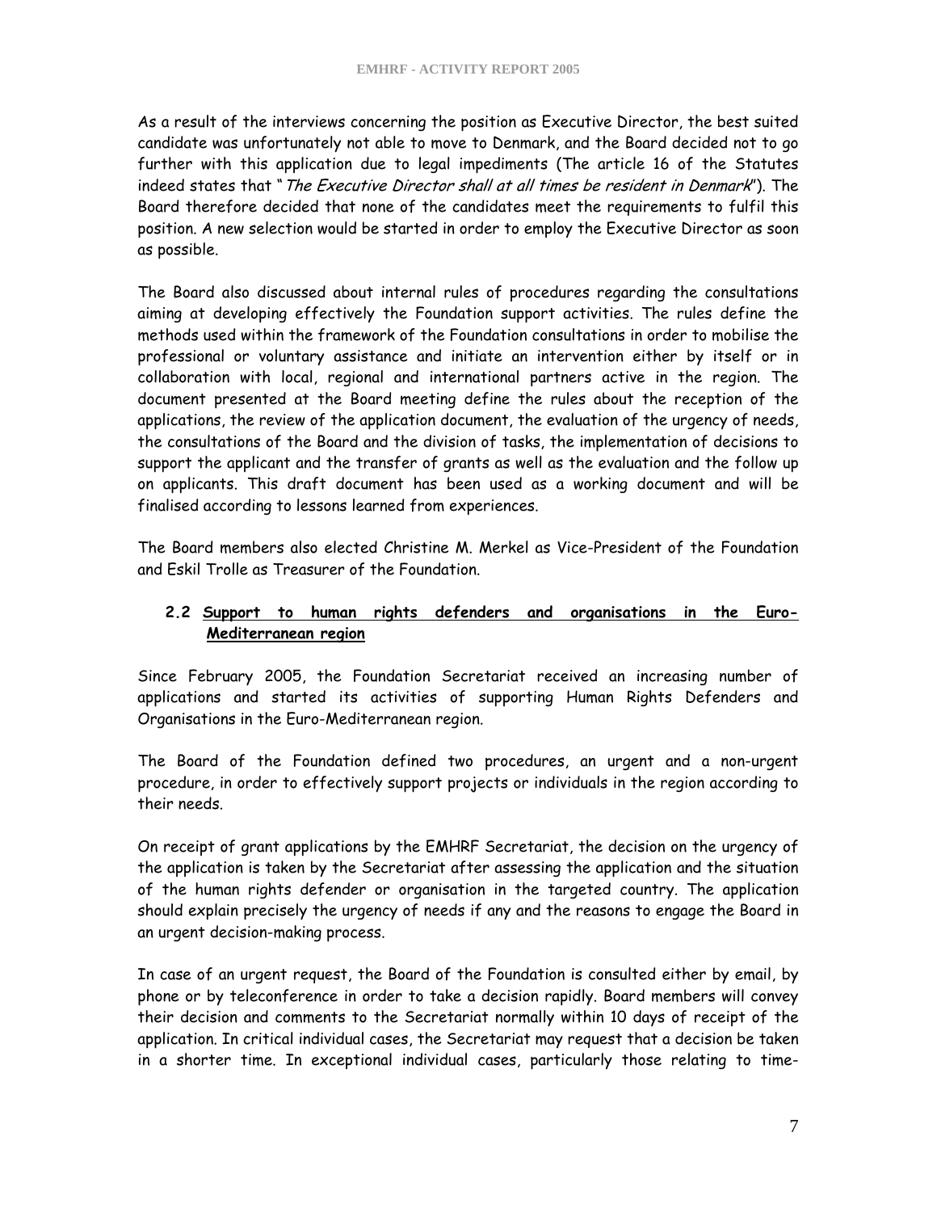As a result of the interviews concerning the position as Executive Director, the best suited candidate was unfortunately not able to move to Denmark, and the Board decided not to go further with this application due to legal impediments (The article 16 of the Statutes indeed states that "*The Executive Director shall at all times be resident in Denmark*"). The Board therefore decided that none of the candidates meet the requirements to fulfil this position. A new selection would be started in order to employ the Executive Director as soon as possible.

The Board also discussed about internal rules of procedures regarding the consultations aiming at developing effectively the Foundation support activities. The rules define the methods used within the framework of the Foundation consultations in order to mobilise the professional or voluntary assistance and initiate an intervention either by itself or in collaboration with local, regional and international partners active in the region. The document presented at the Board meeting define the rules about the reception of the applications, the review of the application document, the evaluation of the urgency of needs, the consultations of the Board and the division of tasks, the implementation of decisions to support the applicant and the transfer of grants as well as the evaluation and the follow up on applicants. This draft document has been used as a working document and will be finalised according to lessons learned from experiences.

The Board members also elected Christine M. Merkel as Vice-President of the Foundation and Eskil Trolle as Treasurer of the Foundation.

### 2.2 Support to human rights defenders and organisations in the Euro-Mediterranean region

Since February 2005, the Foundation Secretariat received an increasing number of applications and started its activities of supporting Human Rights Defenders and Organisations in the Euro-Mediterranean region.

The Board of the Foundation defined two procedures, an urgent and a non-urgent procedure, in order to effectively support projects or individuals in the region according to their needs.

On receipt of grant applications by the EMHRF Secretariat, the decision on the urgency of the application is taken by the Secretariat after assessing the application and the situation of the human rights defender or organisation in the targeted country. The application should explain precisely the urgency of needs if any and the reasons to engage the Board in an urgent decision-making process.

In case of an urgent request, the Board of the Foundation is consulted either by email, by phone or by teleconference in order to take a decision rapidly. Board members will convey their decision and comments to the Secretariat normally within 10 days of receipt of the application. In critical individual cases, the Secretariat may request that a decision be taken in a shorter time. In exceptional individual cases, particularly those relating to time-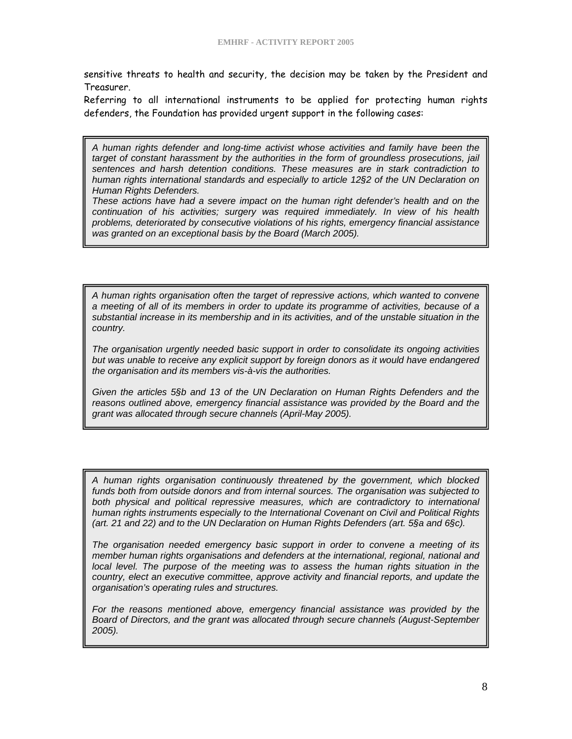sensitive threats to health and security, the decision may be taken by the President and Treasurer.

Referring to all international instruments to be applied for protecting human rights defenders, the Foundation has provided urgent support in the following cases:

*A human rights defender and long-time activist whose activities and family have been the target of constant harassment by the authorities in the form of groundless prosecutions, jail sentences and harsh detention conditions. These measures are in stark contradiction to human rights international standards and especially to article 12§2 of the UN Declaration on Human Rights Defenders.*

*These actions have had a severe impact on the human right defender's health and on the continuation of his activities; surgery was required immediately. In view of his health problems, deteriorated by consecutive violations of his rights, emergency financial assistance was granted on an exceptional basis by the Board (March 2005).*

*A human rights organisation often the target of repressive actions, which wanted to convene a meeting of all of its members in order to update its programme of activities, because of a substantial increase in its membership and in its activities, and of the unstable situation in the country.*

*The organisation urgently needed basic support in order to consolidate its ongoing activities but was unable to receive any explicit support by foreign donors as it would have endangered the organisation and its members vis-à-vis the authorities.*

*Given the articles 5§b and 13 of the UN Declaration on Human Rights Defenders and the reasons outlined above, emergency financial assistance was provided by the Board and the grant was allocated through secure channels (April-May 2005).*

*A human rights organisation continuously threatened by the government, which blocked funds both from outside donors and from internal sources. The organisation was subjected to both physical and political repressive measures, which are contradictory to international human rights instruments especially to the International Covenant on Civil and Political Rights (art. 21 and 22) and to the UN Declaration on Human Rights Defenders (art. 5§a and 6§c).*

*The organisation needed emergency basic support in order to convene a meeting of its member human rights organisations and defenders at the international, regional, national and local level. The purpose of the meeting was to assess the human rights situation in the country, elect an executive committee, approve activity and financial reports, and update the organisation's operating rules and structures.*

*For the reasons mentioned above, emergency financial assistance was provided by the Board of Directors, and the grant was allocated through secure channels (August-September 2005).*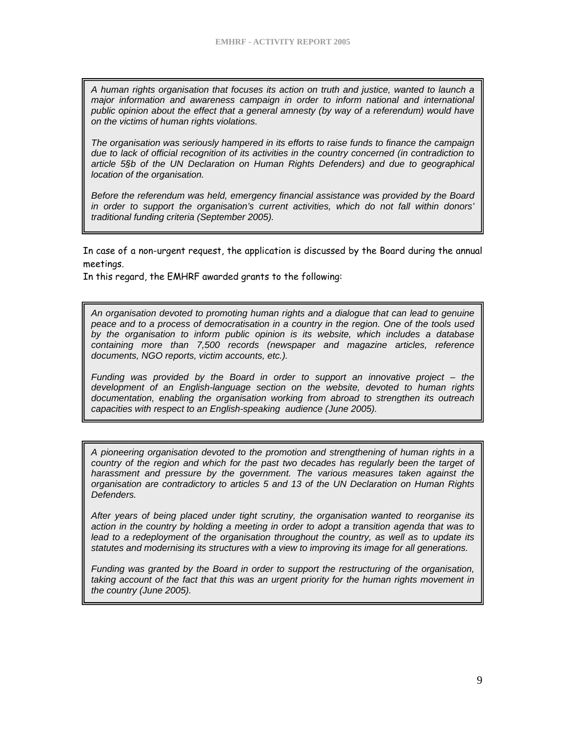*A human rights organisation that focuses its action on truth and justice, wanted to launch a major information and awareness campaign in order to inform national and international public opinion about the effect that a general amnesty (by way of a referendum) would have on the victims of human rights violations.*

*The organisation was seriously hampered in its efforts to raise funds to finance the campaign due to lack of official recognition of its activities in the country concerned (in contradiction to article 5§b of the UN Declaration on Human Rights Defenders) and due to geographical location of the organisation.*

*Before the referendum was held, emergency financial assistance was provided by the Board in order to support the organisation's current activities, which do not fall within donors' traditional funding criteria (September 2005).*

In case of a non-urgent request, the application is discussed by the Board during the annual meetings.
In this regard, the EMHRF awarded grants to the following:

*An organisation devoted to promoting human rights and a dialogue that can lead to genuine peace and to a process of democratisation in a country in the region. One of the tools used by the organisation to inform public opinion is its website, which includes a database containing more than 7,500 records (newspaper and magazine articles, reference documents, NGO reports, victim accounts, etc.).*

*Funding was provided by the Board in order to support an innovative project – the development of an English-language section on the website, devoted to human rights documentation, enabling the organisation working from abroad to strengthen its outreach capacities with respect to an English-speaking audience (June 2005).*

*A pioneering organisation devoted to the promotion and strengthening of human rights in a country of the region and which for the past two decades has regularly been the target of harassment and pressure by the government. The various measures taken against the organisation are contradictory to articles 5 and 13 of the UN Declaration on Human Rights Defenders.*

*After years of being placed under tight scrutiny, the organisation wanted to reorganise its action in the country by holding a meeting in order to adopt a transition agenda that was to lead to a redeployment of the organisation throughout the country, as well as to update its statutes and modernising its structures with a view to improving its image for all generations.*

*Funding was granted by the Board in order to support the restructuring of the organisation, taking account of the fact that this was an urgent priority for the human rights movement in the country (June 2005).*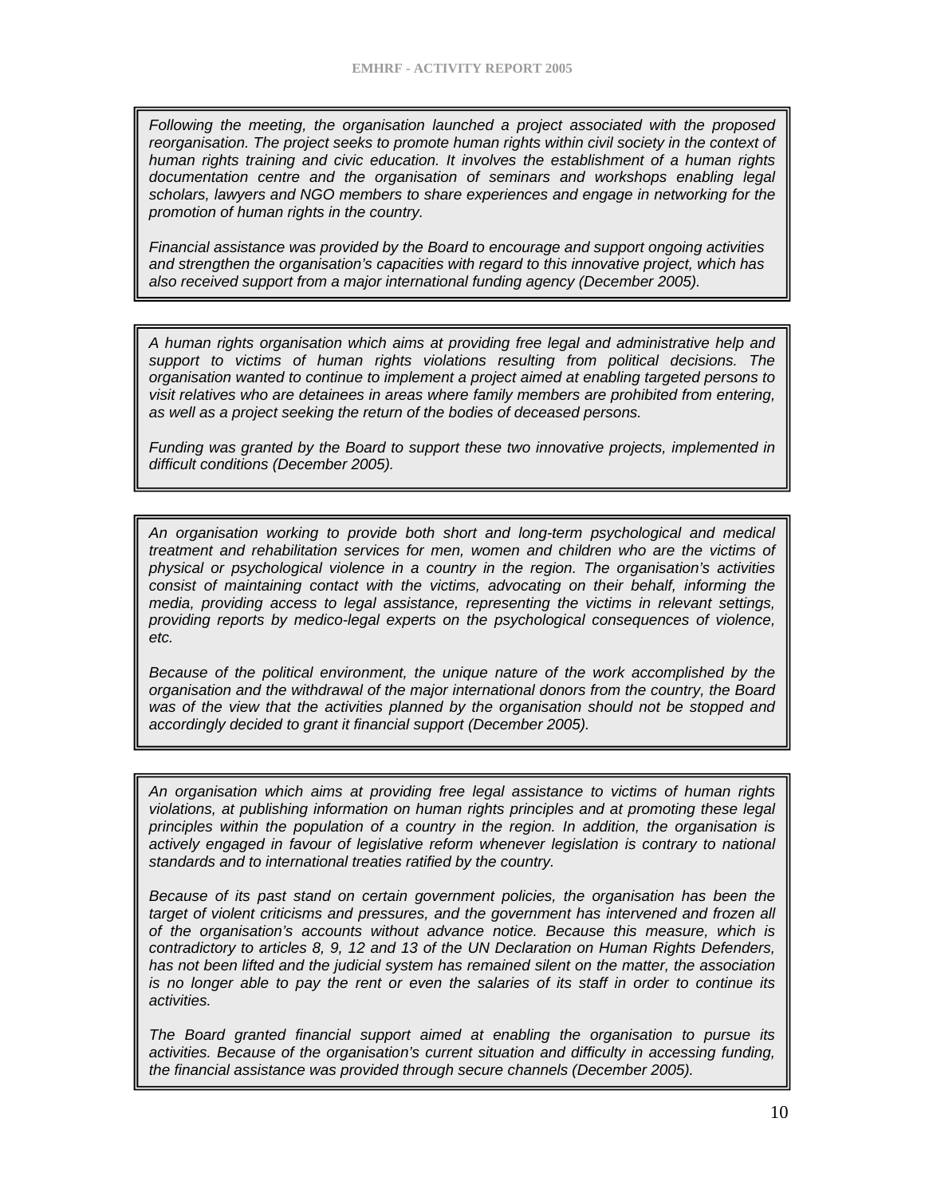*Following the meeting, the organisation launched a project associated with the proposed reorganisation. The project seeks to promote human rights within civil society in the context of human rights training and civic education. It involves the establishment of a human rights documentation centre and the organisation of seminars and workshops enabling legal scholars, lawyers and NGO members to share experiences and engage in networking for the promotion of human rights in the country.*

*Financial assistance was provided by the Board to encourage and support ongoing activities and strengthen the organisation's capacities with regard to this innovative project, which has also received support from a major international funding agency (December 2005).*

---

*A human rights organisation which aims at providing free legal and administrative help and support to victims of human rights violations resulting from political decisions. The organisation wanted to continue to implement a project aimed at enabling targeted persons to visit relatives who are detainees in areas where family members are prohibited from entering, as well as a project seeking the return of the bodies of deceased persons.*

*Funding was granted by the Board to support these two innovative projects, implemented in difficult conditions (December 2005).*

---

*An organisation working to provide both short and long-term psychological and medical treatment and rehabilitation services for men, women and children who are the victims of physical or psychological violence in a country in the region. The organisation's activities consist of maintaining contact with the victims, advocating on their behalf, informing the media, providing access to legal assistance, representing the victims in relevant settings, providing reports by medico-legal experts on the psychological consequences of violence, etc.*

*Because of the political environment, the unique nature of the work accomplished by the organisation and the withdrawal of the major international donors from the country, the Board was of the view that the activities planned by the organisation should not be stopped and accordingly decided to grant it financial support (December 2005).*

---

*An organisation which aims at providing free legal assistance to victims of human rights violations, at publishing information on human rights principles and at promoting these legal principles within the population of a country in the region. In addition, the organisation is actively engaged in favour of legislative reform whenever legislation is contrary to national standards and to international treaties ratified by the country.*

*Because of its past stand on certain government policies, the organisation has been the target of violent criticisms and pressures, and the government has intervened and frozen all of the organisation's accounts without advance notice. Because this measure, which is contradictory to articles 8, 9, 12 and 13 of the UN Declaration on Human Rights Defenders, has not been lifted and the judicial system has remained silent on the matter, the association is no longer able to pay the rent or even the salaries of its staff in order to continue its activities.*

*The Board granted financial support aimed at enabling the organisation to pursue its activities. Because of the organisation's current situation and difficulty in accessing funding, the financial assistance was provided through secure channels (December 2005).*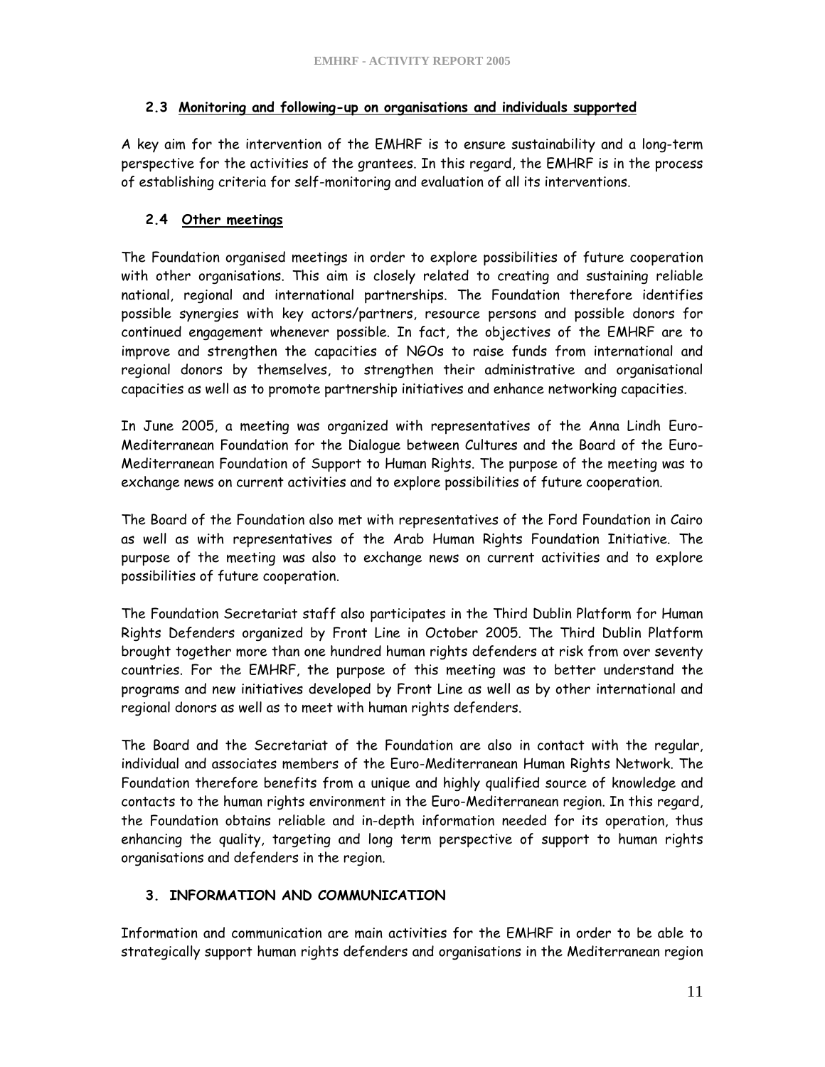### 2.3 Monitoring and following-up on organisations and individuals supported

A key aim for the intervention of the EMHRF is to ensure sustainability and a long-term perspective for the activities of the grantees. In this regard, the EMHRF is in the process of establishing criteria for self-monitoring and evaluation of all its interventions.

### 2.4 Other meetings

The Foundation organised meetings in order to explore possibilities of future cooperation with other organisations. This aim is closely related to creating and sustaining reliable national, regional and international partnerships. The Foundation therefore identifies possible synergies with key actors/partners, resource persons and possible donors for continued engagement whenever possible. In fact, the objectives of the EMHRF are to improve and strengthen the capacities of NGOs to raise funds from international and regional donors by themselves, to strengthen their administrative and organisational capacities as well as to promote partnership initiatives and enhance networking capacities.

In June 2005, a meeting was organized with representatives of the Anna Lindh Euro-Mediterranean Foundation for the Dialogue between Cultures and the Board of the Euro-Mediterranean Foundation of Support to Human Rights. The purpose of the meeting was to exchange news on current activities and to explore possibilities of future cooperation.

The Board of the Foundation also met with representatives of the Ford Foundation in Cairo as well as with representatives of the Arab Human Rights Foundation Initiative. The purpose of the meeting was also to exchange news on current activities and to explore possibilities of future cooperation.

The Foundation Secretariat staff also participates in the Third Dublin Platform for Human Rights Defenders organized by Front Line in October 2005. The Third Dublin Platform brought together more than one hundred human rights defenders at risk from over seventy countries. For the EMHRF, the purpose of this meeting was to better understand the programs and new initiatives developed by Front Line as well as by other international and regional donors as well as to meet with human rights defenders.

The Board and the Secretariat of the Foundation are also in contact with the regular, individual and associates members of the Euro-Mediterranean Human Rights Network. The Foundation therefore benefits from a unique and highly qualified source of knowledge and contacts to the human rights environment in the Euro-Mediterranean region. In this regard, the Foundation obtains reliable and in-depth information needed for its operation, thus enhancing the quality, targeting and long term perspective of support to human rights organisations and defenders in the region.

## 3. INFORMATION AND COMMUNICATION

Information and communication are main activities for the EMHRF in order to be able to strategically support human rights defenders and organisations in the Mediterranean region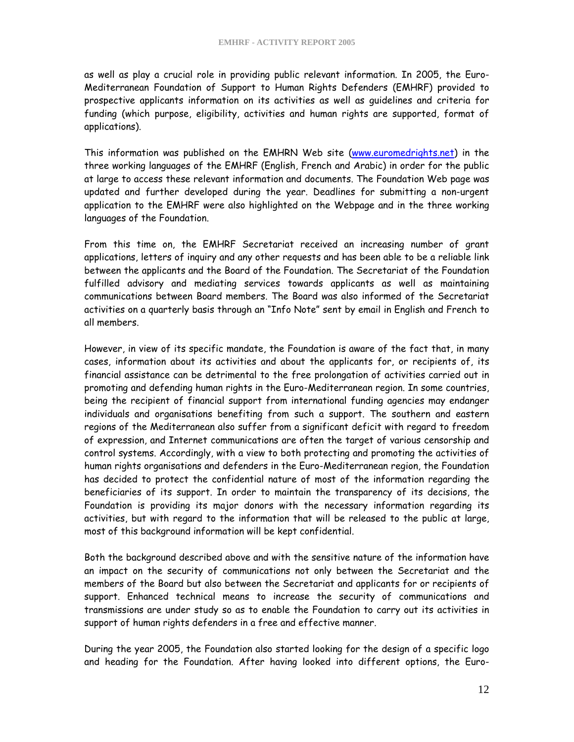as well as play a crucial role in providing public relevant information. In 2005, the Euro-Mediterranean Foundation of Support to Human Rights Defenders (EMHRF) provided to prospective applicants information on its activities as well as guidelines and criteria for funding (which purpose, eligibility, activities and human rights are supported, format of applications).

This information was published on the EMHRN Web site (www.euromedrights.net) in the three working languages of the EMHRF (English, French and Arabic) in order for the public at large to access these relevant information and documents. The Foundation Web page was updated and further developed during the year. Deadlines for submitting a non-urgent application to the EMHRF were also highlighted on the Webpage and in the three working languages of the Foundation.

From this time on, the EMHRF Secretariat received an increasing number of grant applications, letters of inquiry and any other requests and has been able to be a reliable link between the applicants and the Board of the Foundation. The Secretariat of the Foundation fulfilled advisory and mediating services towards applicants as well as maintaining communications between Board members. The Board was also informed of the Secretariat activities on a quarterly basis through an "Info Note" sent by email in English and French to all members.

However, in view of its specific mandate, the Foundation is aware of the fact that, in many cases, information about its activities and about the applicants for, or recipients of, its financial assistance can be detrimental to the free prolongation of activities carried out in promoting and defending human rights in the Euro-Mediterranean region. In some countries, being the recipient of financial support from international funding agencies may endanger individuals and organisations benefiting from such a support. The southern and eastern regions of the Mediterranean also suffer from a significant deficit with regard to freedom of expression, and Internet communications are often the target of various censorship and control systems. Accordingly, with a view to both protecting and promoting the activities of human rights organisations and defenders in the Euro-Mediterranean region, the Foundation has decided to protect the confidential nature of most of the information regarding the beneficiaries of its support. In order to maintain the transparency of its decisions, the Foundation is providing its major donors with the necessary information regarding its activities, but with regard to the information that will be released to the public at large, most of this background information will be kept confidential.

Both the background described above and with the sensitive nature of the information have an impact on the security of communications not only between the Secretariat and the members of the Board but also between the Secretariat and applicants for or recipients of support. Enhanced technical means to increase the security of communications and transmissions are under study so as to enable the Foundation to carry out its activities in support of human rights defenders in a free and effective manner.

During the year 2005, the Foundation also started looking for the design of a specific logo and heading for the Foundation. After having looked into different options, the Euro-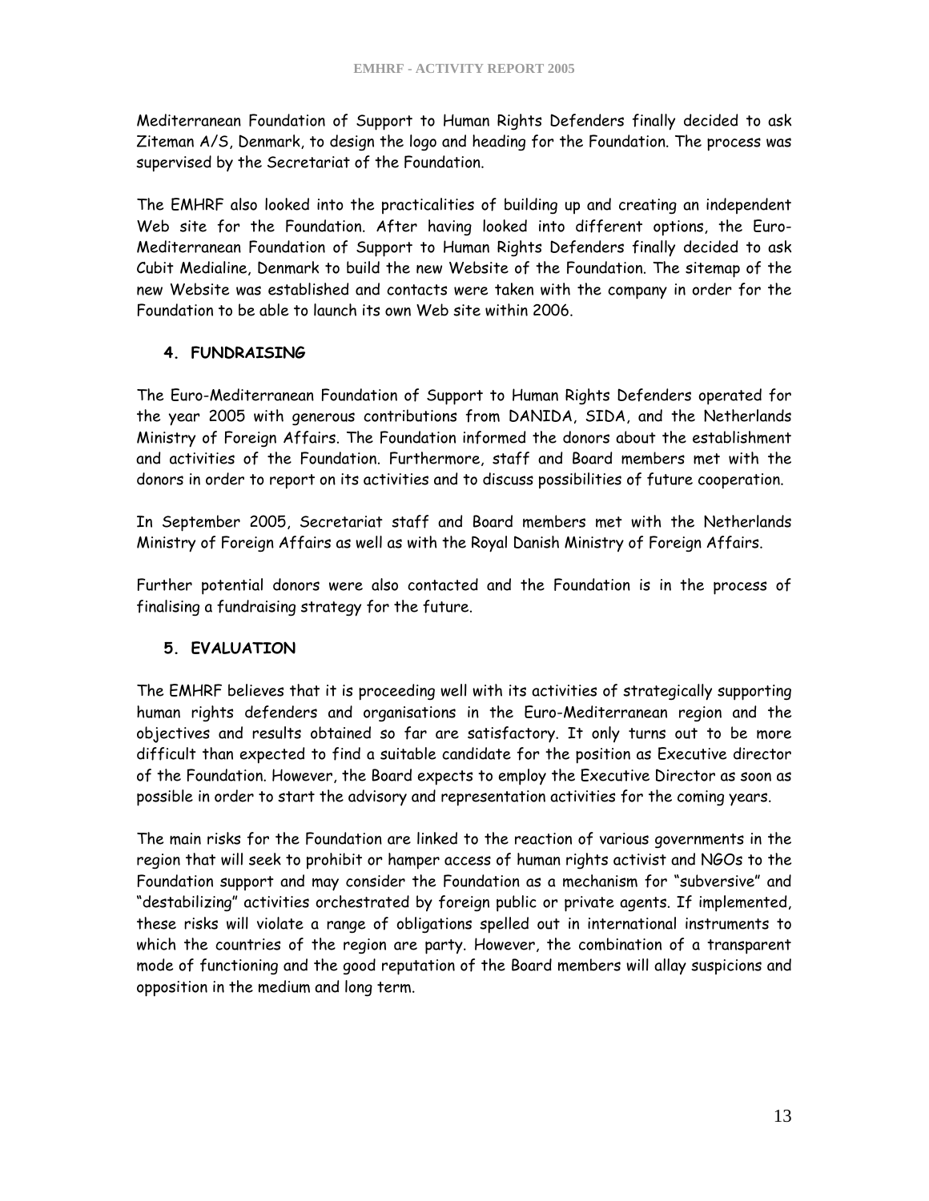Mediterranean Foundation of Support to Human Rights Defenders finally decided to ask Ziteman A/S, Denmark, to design the logo and heading for the Foundation. The process was supervised by the Secretariat of the Foundation.

The EMHRF also looked into the practicalities of building up and creating an independent Web site for the Foundation. After having looked into different options, the Euro-Mediterranean Foundation of Support to Human Rights Defenders finally decided to ask Cubit Medialine, Denmark to build the new Website of the Foundation. The sitemap of the new Website was established and contacts were taken with the company in order for the Foundation to be able to launch its own Web site within 2006.

## 4. FUNDRAISING

The Euro-Mediterranean Foundation of Support to Human Rights Defenders operated for the year 2005 with generous contributions from DANIDA, SIDA, and the Netherlands Ministry of Foreign Affairs. The Foundation informed the donors about the establishment and activities of the Foundation. Furthermore, staff and Board members met with the donors in order to report on its activities and to discuss possibilities of future cooperation.

In September 2005, Secretariat staff and Board members met with the Netherlands Ministry of Foreign Affairs as well as with the Royal Danish Ministry of Foreign Affairs.

Further potential donors were also contacted and the Foundation is in the process of finalising a fundraising strategy for the future.

## 5. EVALUATION

The EMHRF believes that it is proceeding well with its activities of strategically supporting human rights defenders and organisations in the Euro-Mediterranean region and the objectives and results obtained so far are satisfactory. It only turns out to be more difficult than expected to find a suitable candidate for the position as Executive director of the Foundation. However, the Board expects to employ the Executive Director as soon as possible in order to start the advisory and representation activities for the coming years.

The main risks for the Foundation are linked to the reaction of various governments in the region that will seek to prohibit or hamper access of human rights activist and NGOs to the Foundation support and may consider the Foundation as a mechanism for "subversive" and "destabilizing" activities orchestrated by foreign public or private agents. If implemented, these risks will violate a range of obligations spelled out in international instruments to which the countries of the region are party. However, the combination of a transparent mode of functioning and the good reputation of the Board members will allay suspicions and opposition in the medium and long term.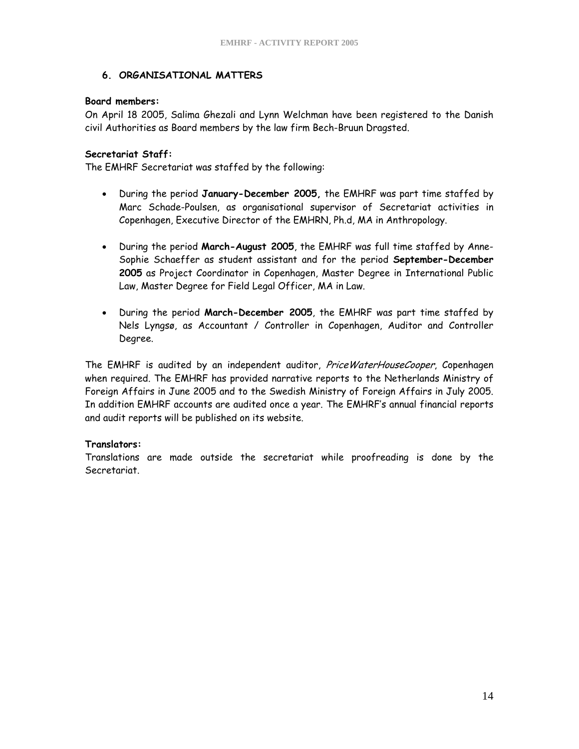## 6. ORGANISATIONAL MATTERS

**Board members:**
On April 18 2005, Salima Ghezali and Lynn Welchman have been registered to the Danish civil Authorities as Board members by the law firm Bech-Bruun Dragsted.

**Secretariat Staff:**
The EMHRF Secretariat was staffed by the following:

- During the period **January-December 2005,** the EMHRF was part time staffed by Marc Schade-Poulsen, as organisational supervisor of Secretariat activities in Copenhagen, Executive Director of the EMHRN, Ph.d, MA in Anthropology.
- During the period **March-August 2005**, the EMHRF was full time staffed by Anne-Sophie Schaeffer as student assistant and for the period **September-December 2005** as Project Coordinator in Copenhagen, Master Degree in International Public Law, Master Degree for Field Legal Officer, MA in Law.
- During the period **March-December 2005**, the EMHRF was part time staffed by Nels Lyngsø, as Accountant / Controller in Copenhagen, Auditor and Controller Degree.

The EMHRF is audited by an independent auditor, *PriceWaterHouseCooper*, Copenhagen when required. The EMHRF has provided narrative reports to the Netherlands Ministry of Foreign Affairs in June 2005 and to the Swedish Ministry of Foreign Affairs in July 2005. In addition EMHRF accounts are audited once a year. The EMHRF's annual financial reports and audit reports will be published on its website.

**Translators:**
Translations are made outside the secretariat while proofreading is done by the Secretariat.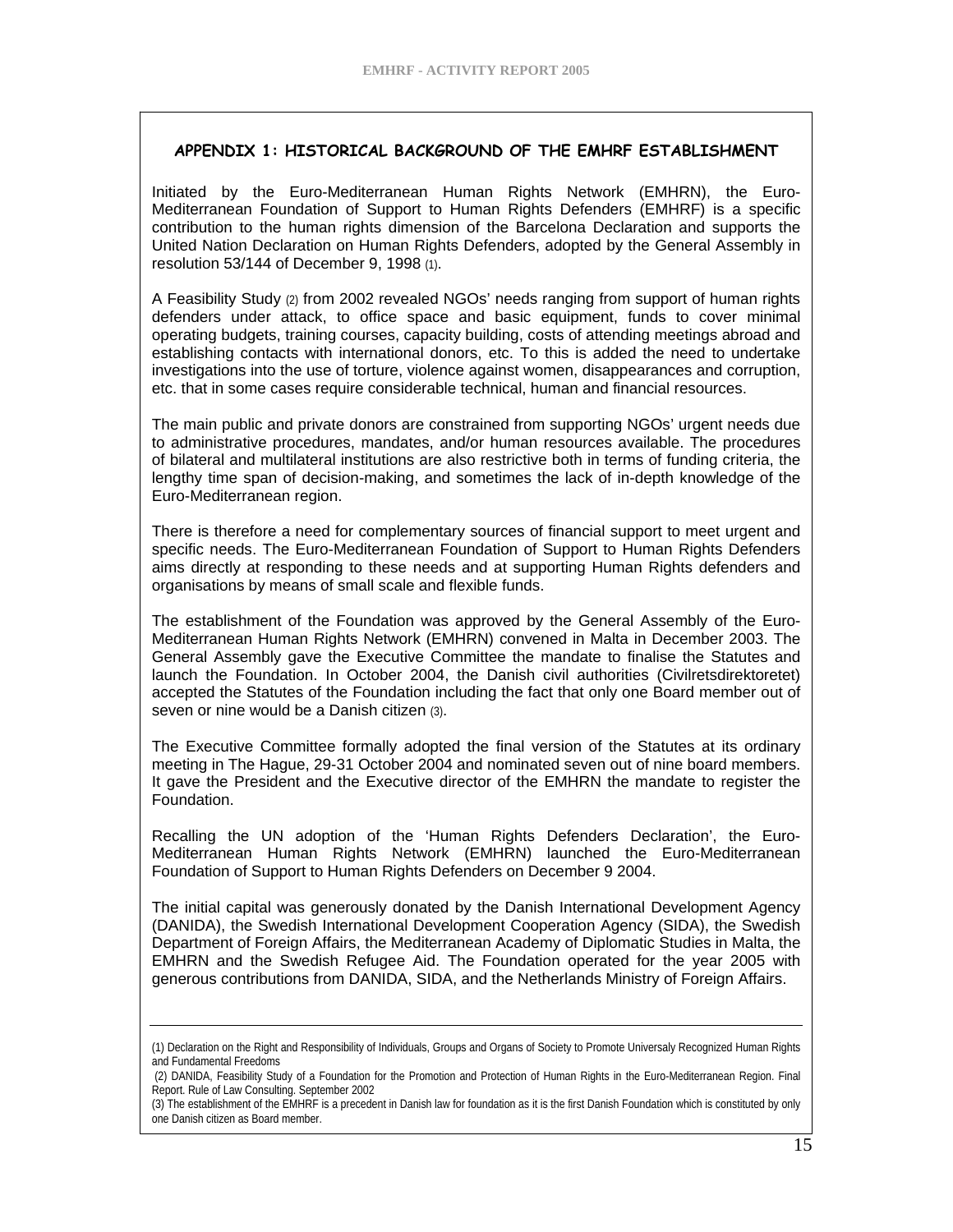## APPENDIX 1: HISTORICAL BACKGROUND OF THE EMHRF ESTABLISHMENT

Initiated by the Euro-Mediterranean Human Rights Network (EMHRN), the Euro-Mediterranean Foundation of Support to Human Rights Defenders (EMHRF) is a specific contribution to the human rights dimension of the Barcelona Declaration and supports the United Nation Declaration on Human Rights Defenders, adopted by the General Assembly in resolution 53/144 of December 9, 1998 (1).

A Feasibility Study (2) from 2002 revealed NGOs' needs ranging from support of human rights defenders under attack, to office space and basic equipment, funds to cover minimal operating budgets, training courses, capacity building, costs of attending meetings abroad and establishing contacts with international donors, etc. To this is added the need to undertake investigations into the use of torture, violence against women, disappearances and corruption, etc. that in some cases require considerable technical, human and financial resources.

The main public and private donors are constrained from supporting NGOs' urgent needs due to administrative procedures, mandates, and/or human resources available. The procedures of bilateral and multilateral institutions are also restrictive both in terms of funding criteria, the lengthy time span of decision-making, and sometimes the lack of in-depth knowledge of the Euro-Mediterranean region.

There is therefore a need for complementary sources of financial support to meet urgent and specific needs. The Euro-Mediterranean Foundation of Support to Human Rights Defenders aims directly at responding to these needs and at supporting Human Rights defenders and organisations by means of small scale and flexible funds.

The establishment of the Foundation was approved by the General Assembly of the Euro-Mediterranean Human Rights Network (EMHRN) convened in Malta in December 2003. The General Assembly gave the Executive Committee the mandate to finalise the Statutes and launch the Foundation. In October 2004, the Danish civil authorities (Civilretsdirektoretet) accepted the Statutes of the Foundation including the fact that only one Board member out of seven or nine would be a Danish citizen (3).

The Executive Committee formally adopted the final version of the Statutes at its ordinary meeting in The Hague, 29-31 October 2004 and nominated seven out of nine board members. It gave the President and the Executive director of the EMHRN the mandate to register the Foundation.

Recalling the UN adoption of the 'Human Rights Defenders Declaration', the Euro-Mediterranean Human Rights Network (EMHRN) launched the Euro-Mediterranean Foundation of Support to Human Rights Defenders on December 9 2004.

The initial capital was generously donated by the Danish International Development Agency (DANIDA), the Swedish International Development Cooperation Agency (SIDA), the Swedish Department of Foreign Affairs, the Mediterranean Academy of Diplomatic Studies in Malta, the EMHRN and the Swedish Refugee Aid. The Foundation operated for the year 2005 with generous contributions from DANIDA, SIDA, and the Netherlands Ministry of Foreign Affairs.

---

(1) Declaration on the Right and Responsibility of Individuals, Groups and Organs of Society to Promote Universaly Recognized Human Rights and Fundamental Freedoms

(2) DANIDA, Feasibility Study of a Foundation for the Promotion and Protection of Human Rights in the Euro-Mediterranean Region. Final Report. Rule of Law Consulting. September 2002

(3) The establishment of the EMHRF is a precedent in Danish law for foundation as it is the first Danish Foundation which is constituted by only one Danish citizen as Board member.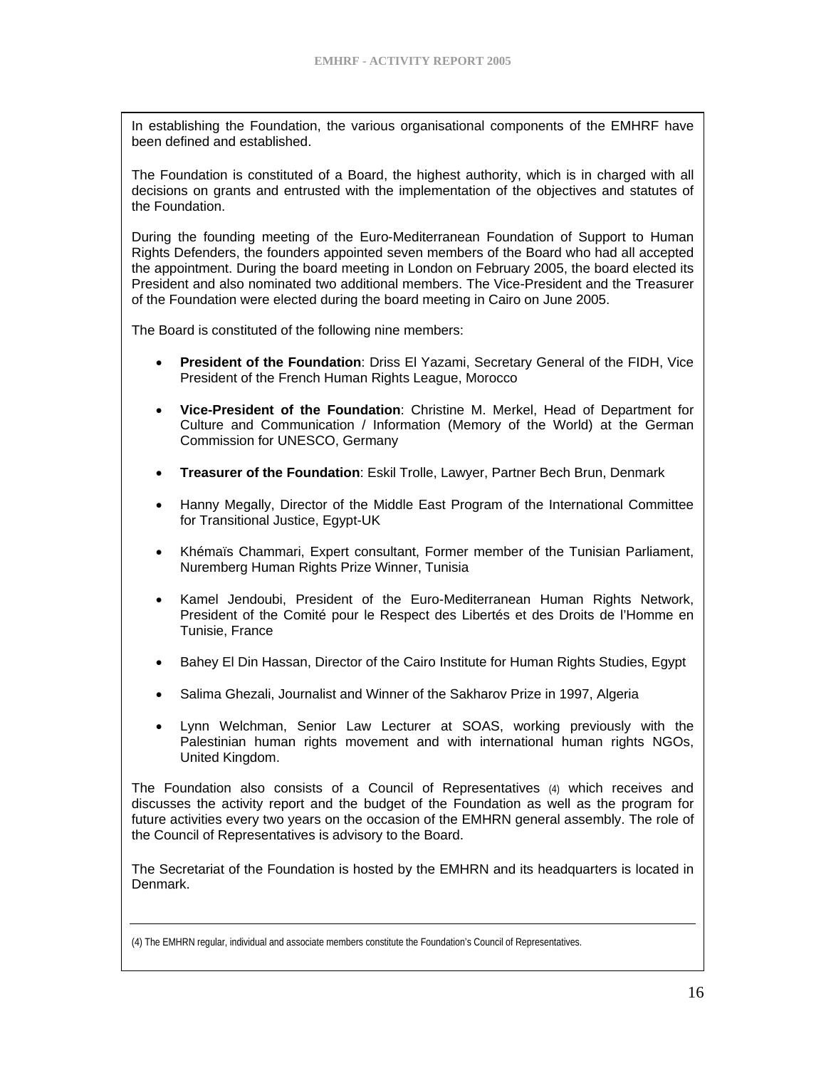In establishing the Foundation, the various organisational components of the EMHRF have been defined and established.

The Foundation is constituted of a Board, the highest authority, which is in charged with all decisions on grants and entrusted with the implementation of the objectives and statutes of the Foundation.

During the founding meeting of the Euro-Mediterranean Foundation of Support to Human Rights Defenders, the founders appointed seven members of the Board who had all accepted the appointment. During the board meeting in London on February 2005, the board elected its President and also nominated two additional members. The Vice-President and the Treasurer of the Foundation were elected during the board meeting in Cairo on June 2005.

The Board is constituted of the following nine members:

- **President of the Foundation**: Driss El Yazami, Secretary General of the FIDH, Vice President of the French Human Rights League, Morocco
- **Vice-President of the Foundation**: Christine M. Merkel, Head of Department for Culture and Communication / Information (Memory of the World) at the German Commission for UNESCO, Germany
- **Treasurer of the Foundation**: Eskil Trolle, Lawyer, Partner Bech Brun, Denmark
- Hanny Megally, Director of the Middle East Program of the International Committee for Transitional Justice, Egypt-UK
- Khémaïs Chammari, Expert consultant, Former member of the Tunisian Parliament, Nuremberg Human Rights Prize Winner, Tunisia
- Kamel Jendoubi, President of the Euro-Mediterranean Human Rights Network, President of the Comité pour le Respect des Libertés et des Droits de l'Homme en Tunisie, France
- Bahey El Din Hassan, Director of the Cairo Institute for Human Rights Studies, Egypt
- Salima Ghezali, Journalist and Winner of the Sakharov Prize in 1997, Algeria
- Lynn Welchman, Senior Law Lecturer at SOAS, working previously with the Palestinian human rights movement and with international human rights NGOs, United Kingdom.

The Foundation also consists of a Council of Representatives (4) which receives and discusses the activity report and the budget of the Foundation as well as the program for future activities every two years on the occasion of the EMHRN general assembly. The role of the Council of Representatives is advisory to the Board.

The Secretariat of the Foundation is hosted by the EMHRN and its headquarters is located in Denmark.

---

(4) The EMHRN regular, individual and associate members constitute the Foundation's Council of Representatives.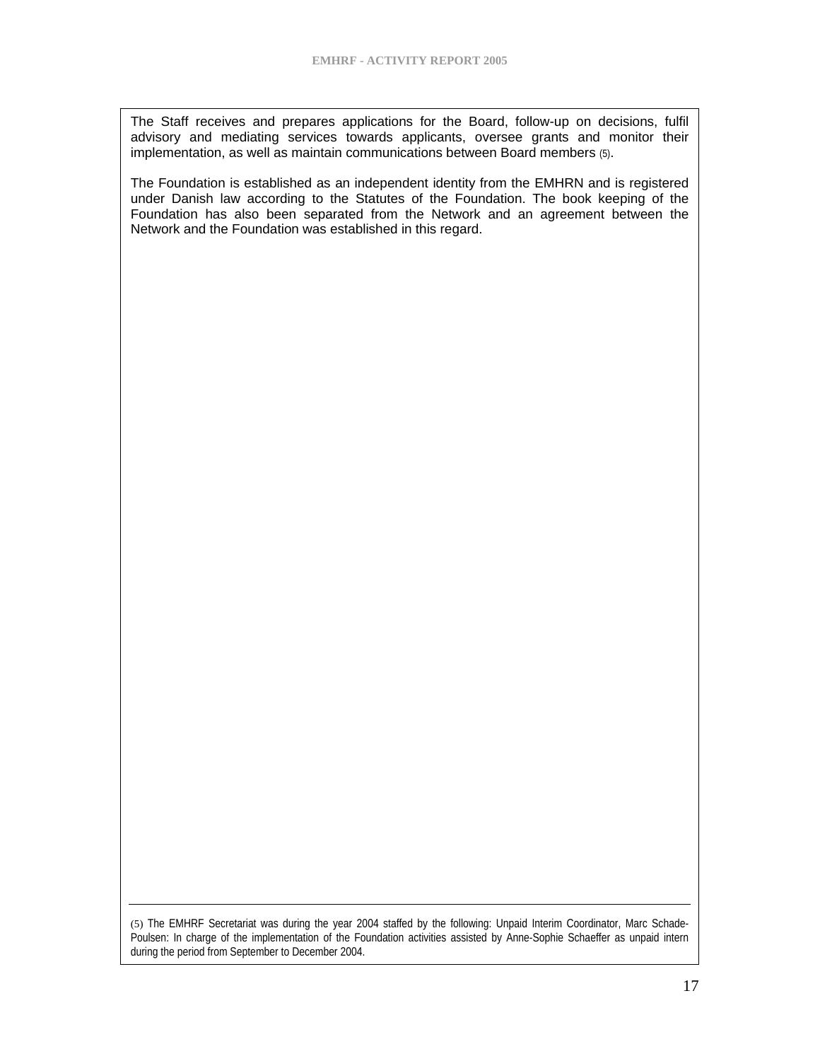The Staff receives and prepares applications for the Board, follow-up on decisions, fulfil advisory and mediating services towards applicants, oversee grants and monitor their implementation, as well as maintain communications between Board members (5).

The Foundation is established as an independent identity from the EMHRN and is registered under Danish law according to the Statutes of the Foundation. The book keeping of the Foundation has also been separated from the Network and an agreement between the Network and the Foundation was established in this regard.

---

(5) The EMHRF Secretariat was during the year 2004 staffed by the following: Unpaid Interim Coordinator, Marc Schade-Poulsen: In charge of the implementation of the Foundation activities assisted by Anne-Sophie Schaeffer as unpaid intern during the period from September to December 2004.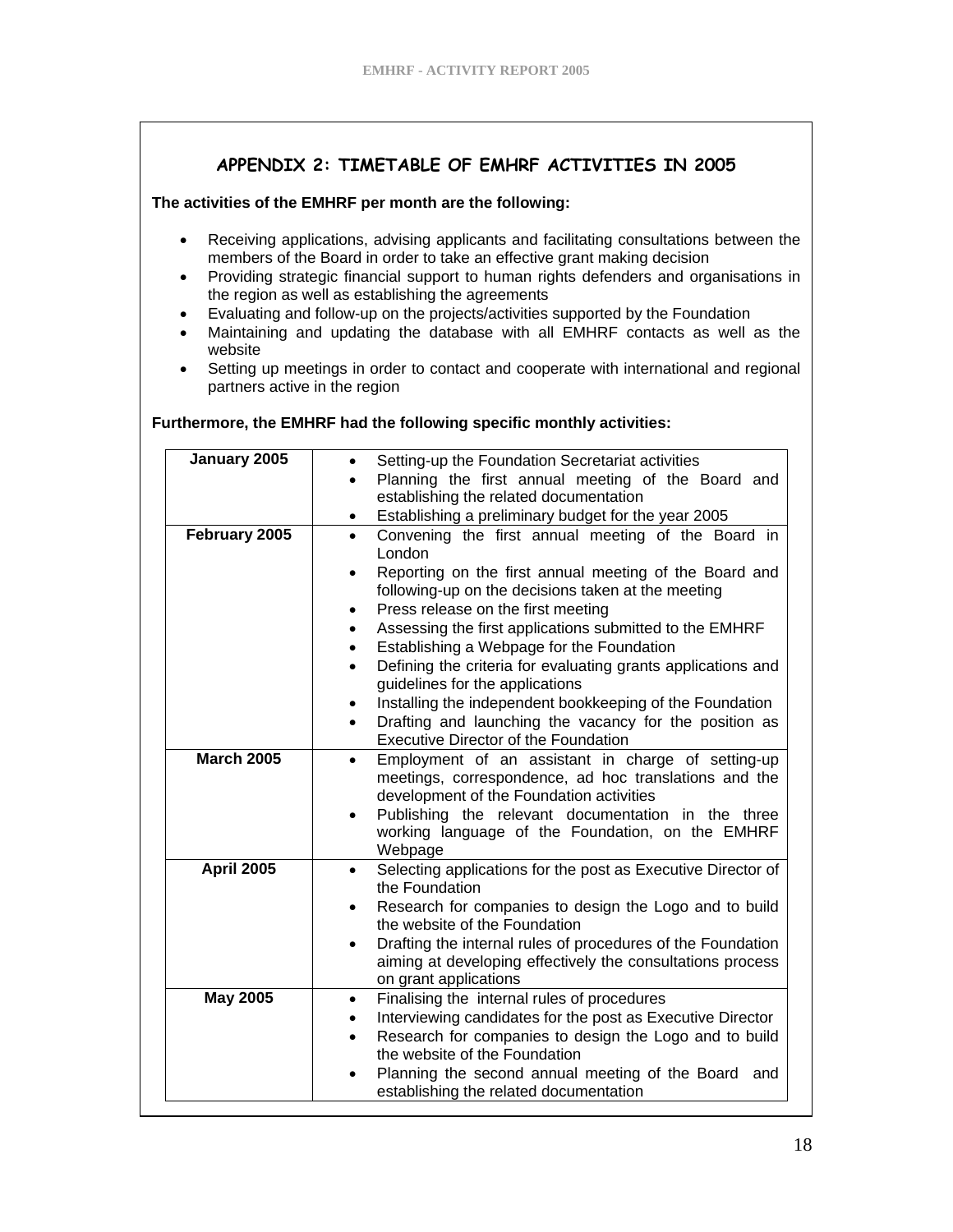## APPENDIX 2: TIMETABLE OF EMHRF ACTIVITIES IN 2005

**The activities of the EMHRF per month are the following:**

- Receiving applications, advising applicants and facilitating consultations between the members of the Board in order to take an effective grant making decision
- Providing strategic financial support to human rights defenders and organisations in the region as well as establishing the agreements
- Evaluating and follow-up on the projects/activities supported by the Foundation
- Maintaining and updating the database with all EMHRF contacts as well as the website
- Setting up meetings in order to contact and cooperate with international and regional partners active in the region

**Furthermore, the EMHRF had the following specific monthly activities:**

| | |
|---|---|
| **January 2005** | • Setting-up the Foundation Secretariat activities<br>• Planning the first annual meeting of the Board and establishing the related documentation<br>• Establishing a preliminary budget for the year 2005 |
| **February 2005** | • Convening the first annual meeting of the Board in London<br>• Reporting on the first annual meeting of the Board and following-up on the decisions taken at the meeting<br>• Press release on the first meeting<br>• Assessing the first applications submitted to the EMHRF<br>• Establishing a Webpage for the Foundation<br>• Defining the criteria for evaluating grants applications and guidelines for the applications<br>• Installing the independent bookkeeping of the Foundation<br>• Drafting and launching the vacancy for the position as Executive Director of the Foundation |
| **March 2005** | • Employment of an assistant in charge of setting-up meetings, correspondence, ad hoc translations and the development of the Foundation activities<br>• Publishing the relevant documentation in the three working language of the Foundation, on the EMHRF Webpage |
| **April 2005** | • Selecting applications for the post as Executive Director of the Foundation<br>• Research for companies to design the Logo and to build the website of the Foundation<br>• Drafting the internal rules of procedures of the Foundation aiming at developing effectively the consultations process on grant applications |
| **May 2005** | • Finalising the internal rules of procedures<br>• Interviewing candidates for the post as Executive Director<br>• Research for companies to design the Logo and to build the website of the Foundation<br>• Planning the second annual meeting of the Board and establishing the related documentation |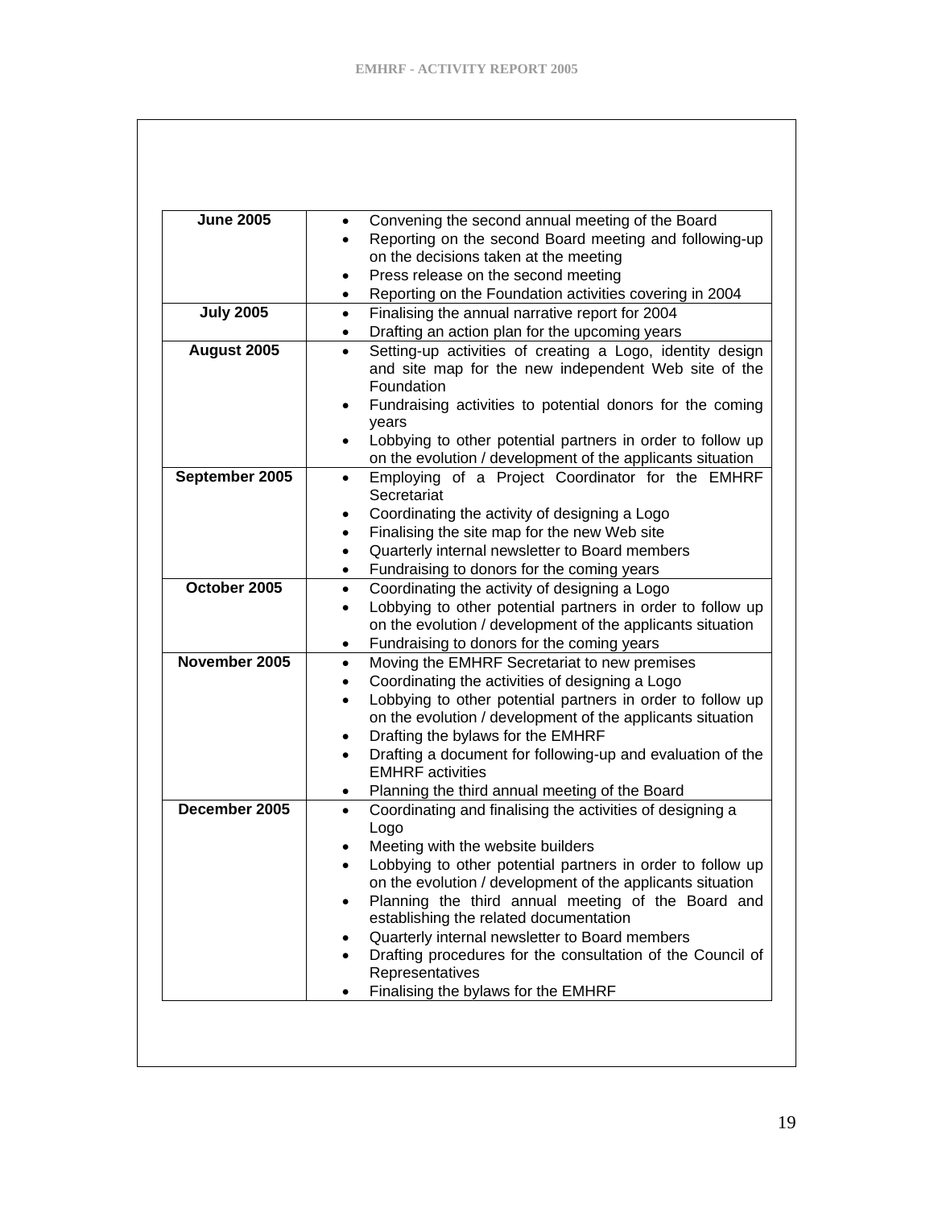| Month | Activities |
|---|---|
| **June 2005** | • Convening the second annual meeting of the Board<br>• Reporting on the second Board meeting and following-up on the decisions taken at the meeting<br>• Press release on the second meeting<br>• Reporting on the Foundation activities covering in 2004 |
| **July 2005** | • Finalising the annual narrative report for 2004<br>• Drafting an action plan for the upcoming years |
| **August 2005** | • Setting-up activities of creating a Logo, identity design and site map for the new independent Web site of the Foundation<br>• Fundraising activities to potential donors for the coming years<br>• Lobbying to other potential partners in order to follow up on the evolution / development of the applicants situation |
| **September 2005** | • Employing of a Project Coordinator for the EMHRF Secretariat<br>• Coordinating the activity of designing a Logo<br>• Finalising the site map for the new Web site<br>• Quarterly internal newsletter to Board members<br>• Fundraising to donors for the coming years |
| **October 2005** | • Coordinating the activity of designing a Logo<br>• Lobbying to other potential partners in order to follow up on the evolution / development of the applicants situation<br>• Fundraising to donors for the coming years |
| **November 2005** | • Moving the EMHRF Secretariat to new premises<br>• Coordinating the activities of designing a Logo<br>• Lobbying to other potential partners in order to follow up on the evolution / development of the applicants situation<br>• Drafting the bylaws for the EMHRF<br>• Drafting a document for following-up and evaluation of the EMHRF activities<br>• Planning the third annual meeting of the Board |
| **December 2005** | • Coordinating and finalising the activities of designing a Logo<br>• Meeting with the website builders<br>• Lobbying to other potential partners in order to follow up on the evolution / development of the applicants situation<br>• Planning the third annual meeting of the Board and establishing the related documentation<br>• Quarterly internal newsletter to Board members<br>• Drafting procedures for the consultation of the Council of Representatives<br>• Finalising the bylaws for the EMHRF |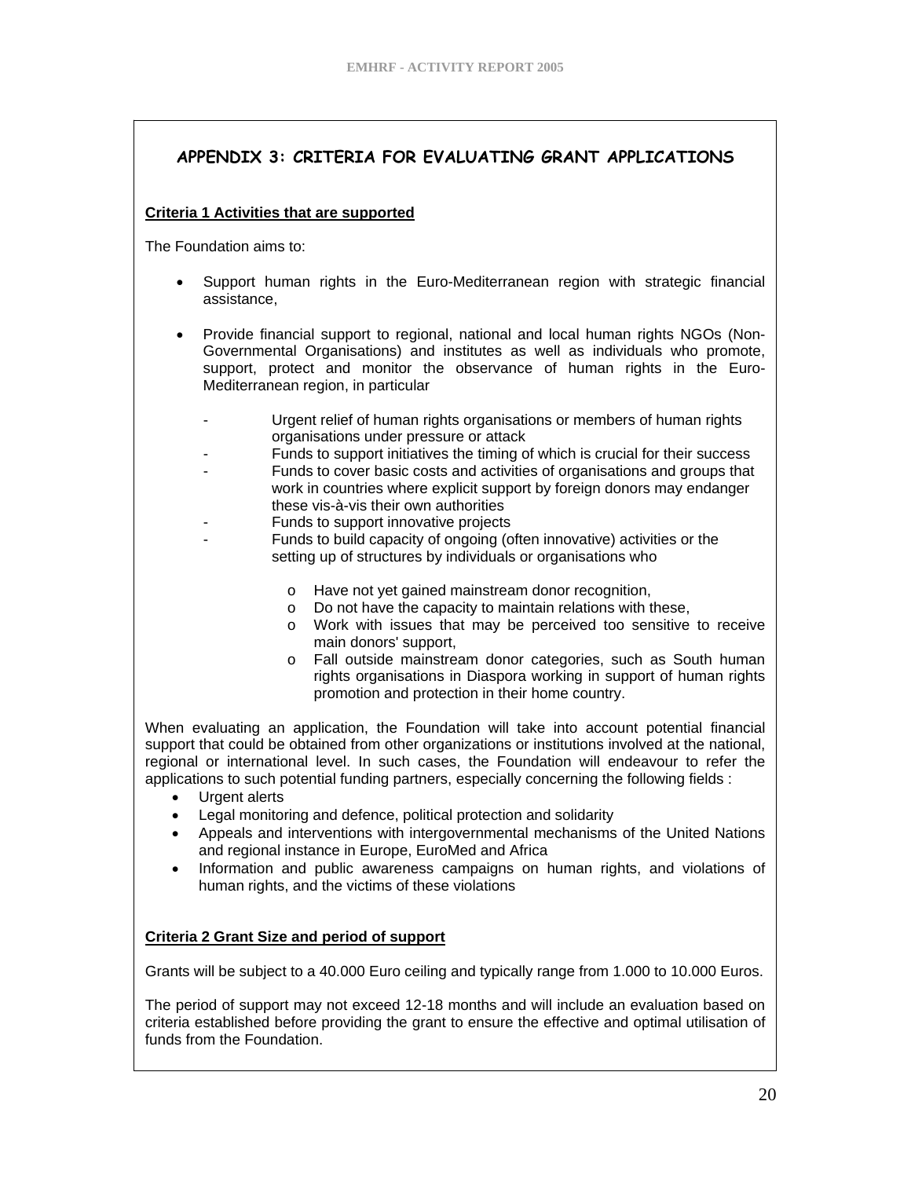## APPENDIX 3: CRITERIA FOR EVALUATING GRANT APPLICATIONS

**Criteria 1 Activities that are supported**

The Foundation aims to:

- Support human rights in the Euro-Mediterranean region with strategic financial assistance,
- Provide financial support to regional, national and local human rights NGOs (Non-Governmental Organisations) and institutes as well as individuals who promote, support, protect and monitor the observance of human rights in the Euro-Mediterranean region, in particular
  - Urgent relief of human rights organisations or members of human rights organisations under pressure or attack
  - Funds to support initiatives the timing of which is crucial for their success
  - Funds to cover basic costs and activities of organisations and groups that work in countries where explicit support by foreign donors may endanger these vis-à-vis their own authorities
  - Funds to support innovative projects
  - Funds to build capacity of ongoing (often innovative) activities or the setting up of structures by individuals or organisations who
    - Have not yet gained mainstream donor recognition,
    - Do not have the capacity to maintain relations with these,
    - Work with issues that may be perceived too sensitive to receive main donors' support,
    - Fall outside mainstream donor categories, such as South human rights organisations in Diaspora working in support of human rights promotion and protection in their home country.

When evaluating an application, the Foundation will take into account potential financial support that could be obtained from other organizations or institutions involved at the national, regional or international level. In such cases, the Foundation will endeavour to refer the applications to such potential funding partners, especially concerning the following fields :

- Urgent alerts
- Legal monitoring and defence, political protection and solidarity
- Appeals and interventions with intergovernmental mechanisms of the United Nations and regional instance in Europe, EuroMed and Africa
- Information and public awareness campaigns on human rights, and violations of human rights, and the victims of these violations

**Criteria 2 Grant Size and period of support**

Grants will be subject to a 40.000 Euro ceiling and typically range from 1.000 to 10.000 Euros.

The period of support may not exceed 12-18 months and will include an evaluation based on criteria established before providing the grant to ensure the effective and optimal utilisation of funds from the Foundation.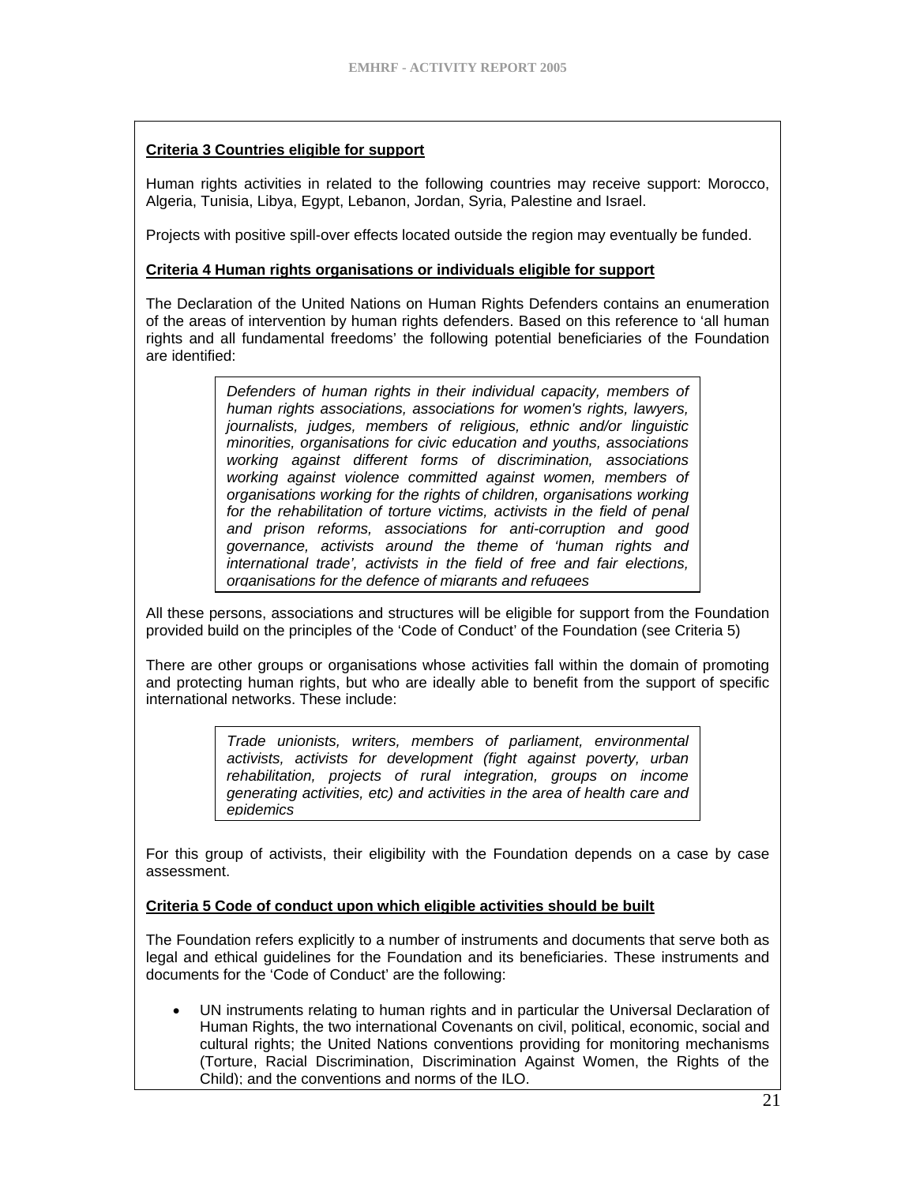**Criteria 3 Countries eligible for support**

Human rights activities in related to the following countries may receive support: Morocco, Algeria, Tunisia, Libya, Egypt, Lebanon, Jordan, Syria, Palestine and Israel.

Projects with positive spill-over effects located outside the region may eventually be funded.

**Criteria 4 Human rights organisations or individuals eligible for support**

The Declaration of the United Nations on Human Rights Defenders contains an enumeration of the areas of intervention by human rights defenders. Based on this reference to 'all human rights and all fundamental freedoms' the following potential beneficiaries of the Foundation are identified:

> *Defenders of human rights in their individual capacity, members of human rights associations, associations for women's rights, lawyers, journalists, judges, members of religious, ethnic and/or linguistic minorities, organisations for civic education and youths, associations working against different forms of discrimination, associations working against violence committed against women, members of organisations working for the rights of children, organisations working for the rehabilitation of torture victims, activists in the field of penal and prison reforms, associations for anti-corruption and good governance, activists around the theme of 'human rights and international trade', activists in the field of free and fair elections, organisations for the defence of migrants and refugees*

All these persons, associations and structures will be eligible for support from the Foundation provided build on the principles of the 'Code of Conduct' of the Foundation (see Criteria 5)

There are other groups or organisations whose activities fall within the domain of promoting and protecting human rights, but who are ideally able to benefit from the support of specific international networks. These include:

> *Trade unionists, writers, members of parliament, environmental activists, activists for development (fight against poverty, urban rehabilitation, projects of rural integration, groups on income generating activities, etc) and activities in the area of health care and epidemics*

For this group of activists, their eligibility with the Foundation depends on a case by case assessment.

**Criteria 5 Code of conduct upon which eligible activities should be built**

The Foundation refers explicitly to a number of instruments and documents that serve both as legal and ethical guidelines for the Foundation and its beneficiaries. These instruments and documents for the 'Code of Conduct' are the following:

- UN instruments relating to human rights and in particular the Universal Declaration of Human Rights, the two international Covenants on civil, political, economic, social and cultural rights; the United Nations conventions providing for monitoring mechanisms (Torture, Racial Discrimination, Discrimination Against Women, the Rights of the Child); and the conventions and norms of the ILO.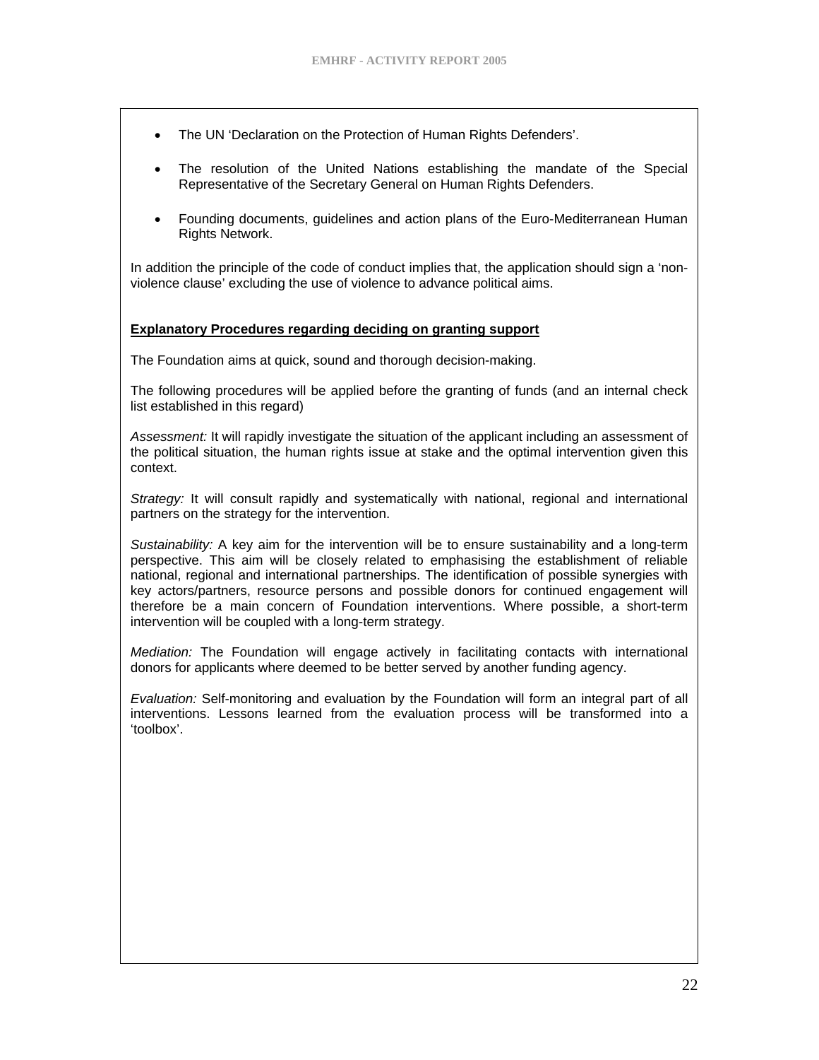- The UN 'Declaration on the Protection of Human Rights Defenders'.
- The resolution of the United Nations establishing the mandate of the Special Representative of the Secretary General on Human Rights Defenders.
- Founding documents, guidelines and action plans of the Euro-Mediterranean Human Rights Network.

In addition the principle of the code of conduct implies that, the application should sign a 'non-violence clause' excluding the use of violence to advance political aims.

**Explanatory Procedures regarding deciding on granting support**

The Foundation aims at quick, sound and thorough decision-making.

The following procedures will be applied before the granting of funds (and an internal check list established in this regard)

*Assessment:* It will rapidly investigate the situation of the applicant including an assessment of the political situation, the human rights issue at stake and the optimal intervention given this context.

*Strategy:* It will consult rapidly and systematically with national, regional and international partners on the strategy for the intervention.

*Sustainability:* A key aim for the intervention will be to ensure sustainability and a long-term perspective. This aim will be closely related to emphasising the establishment of reliable national, regional and international partnerships. The identification of possible synergies with key actors/partners, resource persons and possible donors for continued engagement will therefore be a main concern of Foundation interventions. Where possible, a short-term intervention will be coupled with a long-term strategy.

*Mediation:* The Foundation will engage actively in facilitating contacts with international donors for applicants where deemed to be better served by another funding agency.

*Evaluation:* Self-monitoring and evaluation by the Foundation will form an integral part of all interventions. Lessons learned from the evaluation process will be transformed into a 'toolbox'.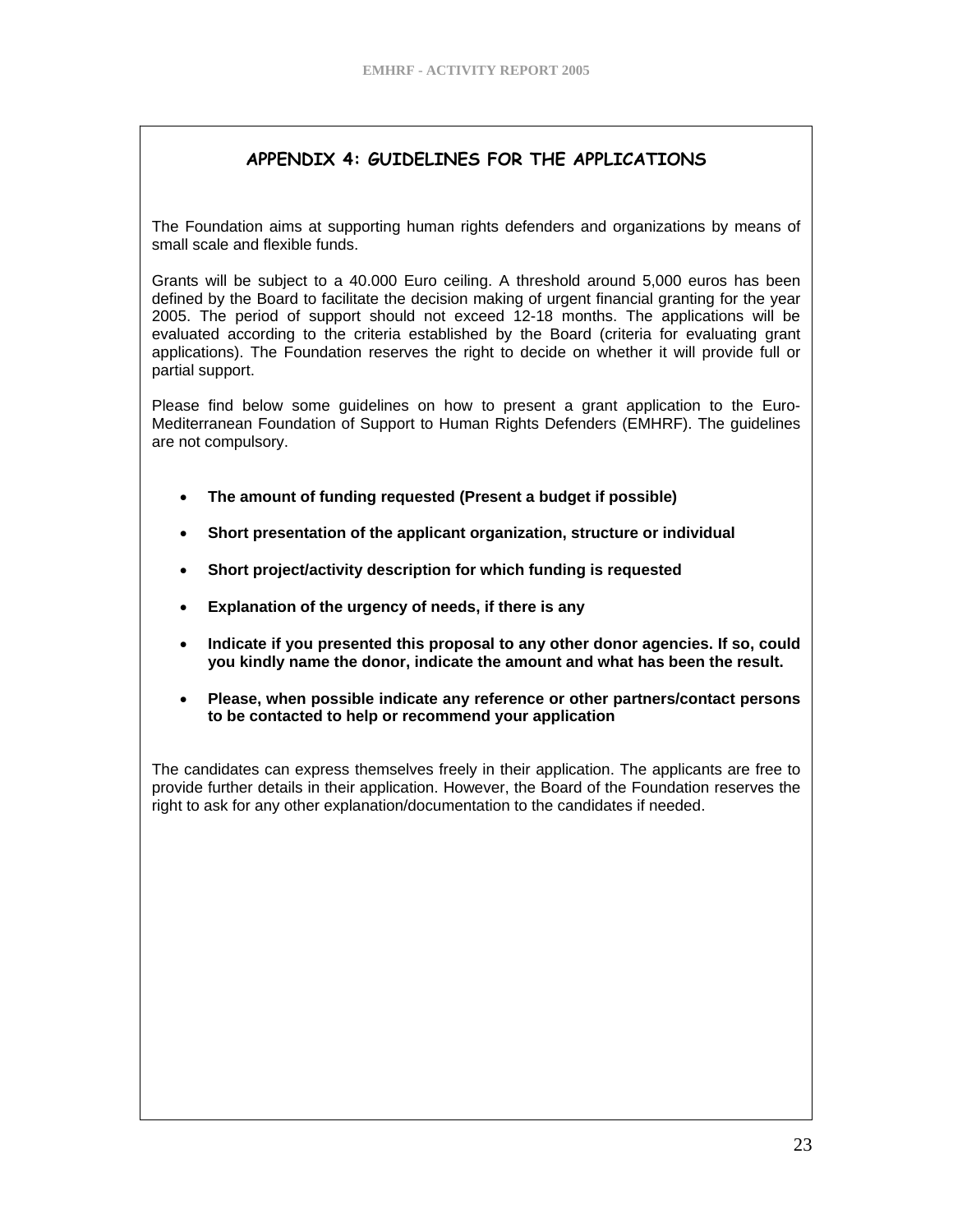## APPENDIX 4: GUIDELINES FOR THE APPLICATIONS

The Foundation aims at supporting human rights defenders and organizations by means of small scale and flexible funds.

Grants will be subject to a 40.000 Euro ceiling. A threshold around 5,000 euros has been defined by the Board to facilitate the decision making of urgent financial granting for the year 2005. The period of support should not exceed 12-18 months. The applications will be evaluated according to the criteria established by the Board (criteria for evaluating grant applications). The Foundation reserves the right to decide on whether it will provide full or partial support.

Please find below some guidelines on how to present a grant application to the Euro-Mediterranean Foundation of Support to Human Rights Defenders (EMHRF). The guidelines are not compulsory.

- **The amount of funding requested (Present a budget if possible)**
- **Short presentation of the applicant organization, structure or individual**
- **Short project/activity description for which funding is requested**
- **Explanation of the urgency of needs, if there is any**
- **Indicate if you presented this proposal to any other donor agencies. If so, could you kindly name the donor, indicate the amount and what has been the result.**
- **Please, when possible indicate any reference or other partners/contact persons to be contacted to help or recommend your application**

The candidates can express themselves freely in their application. The applicants are free to provide further details in their application. However, the Board of the Foundation reserves the right to ask for any other explanation/documentation to the candidates if needed.